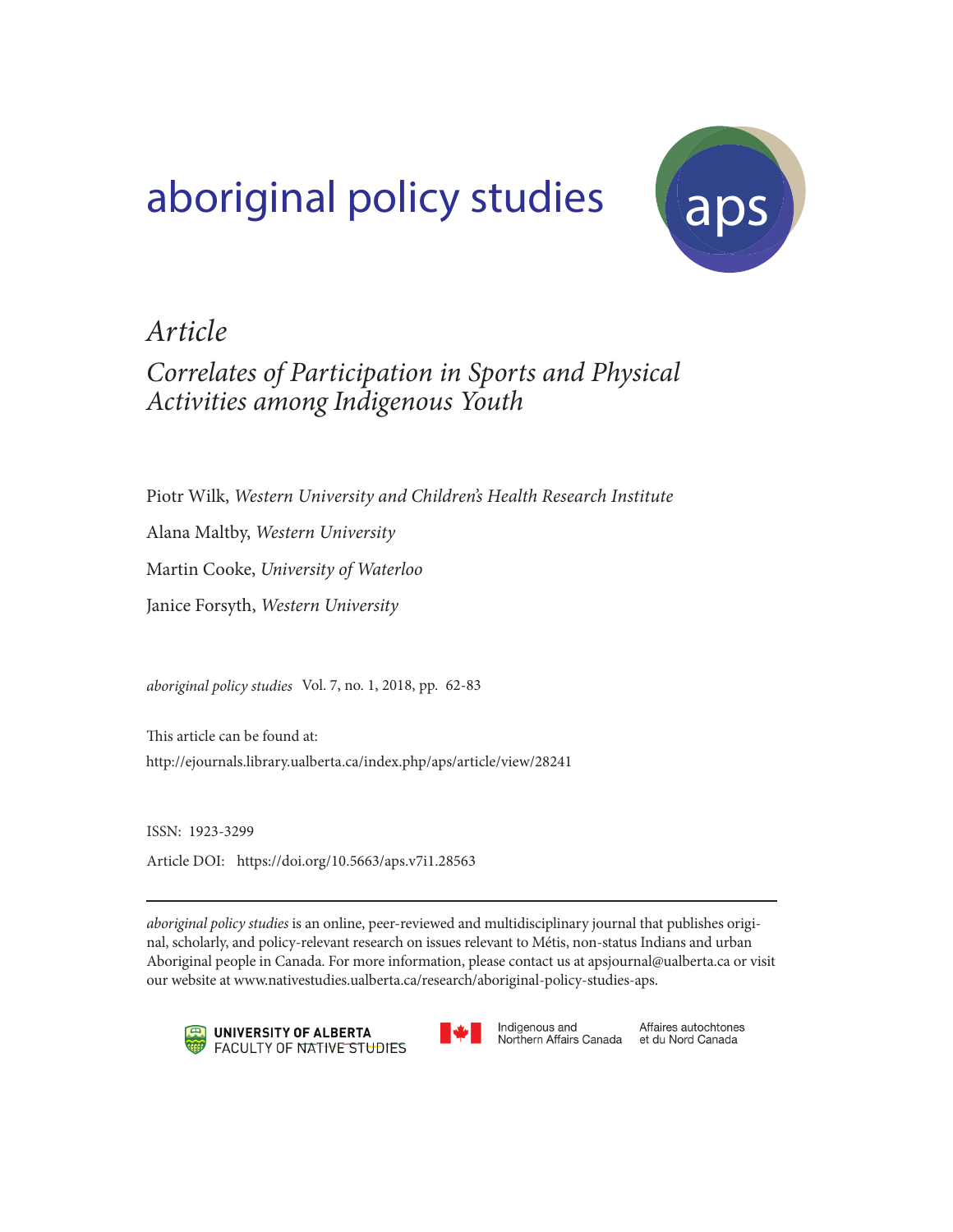# aboriginal policy studies

*Article*

## *Correlates of Participation in Sports and Physical Activities among Indigenous Youth*

Piotr Wilk, *Western University and Children's Health Research Institute*

Alana Maltby, *Western University*

Martin Cooke, *University of Waterloo*

Janice Forsyth, *Western University*

*aboriginal policy studies* Vol. 7, no. 1, 2018, pp. 62-83

This article can be found at:
http://ejournals.library.ualberta.ca/index.php/aps/article/view/28241

ISSN: 1923-3299

Article DOI: https://doi.org/10.5663/aps.v7i1.28563

---

*aboriginal policy studies* is an online, peer-reviewed and multidisciplinary journal that publishes original, scholarly, and policy-relevant research on issues relevant to Métis, non-status Indians and urban Aboriginal people in Canada. For more information, please contact us at apsjournal@ualberta.ca or visit our website at www.nativestudies.ualberta.ca/research/aboriginal-policy-studies-aps.

UNIVERSITY OF ALBERTA
FACULTY OF NATIVE STUDIES

Indigenous and Northern Affairs Canada

Affaires autochtones et du Nord Canada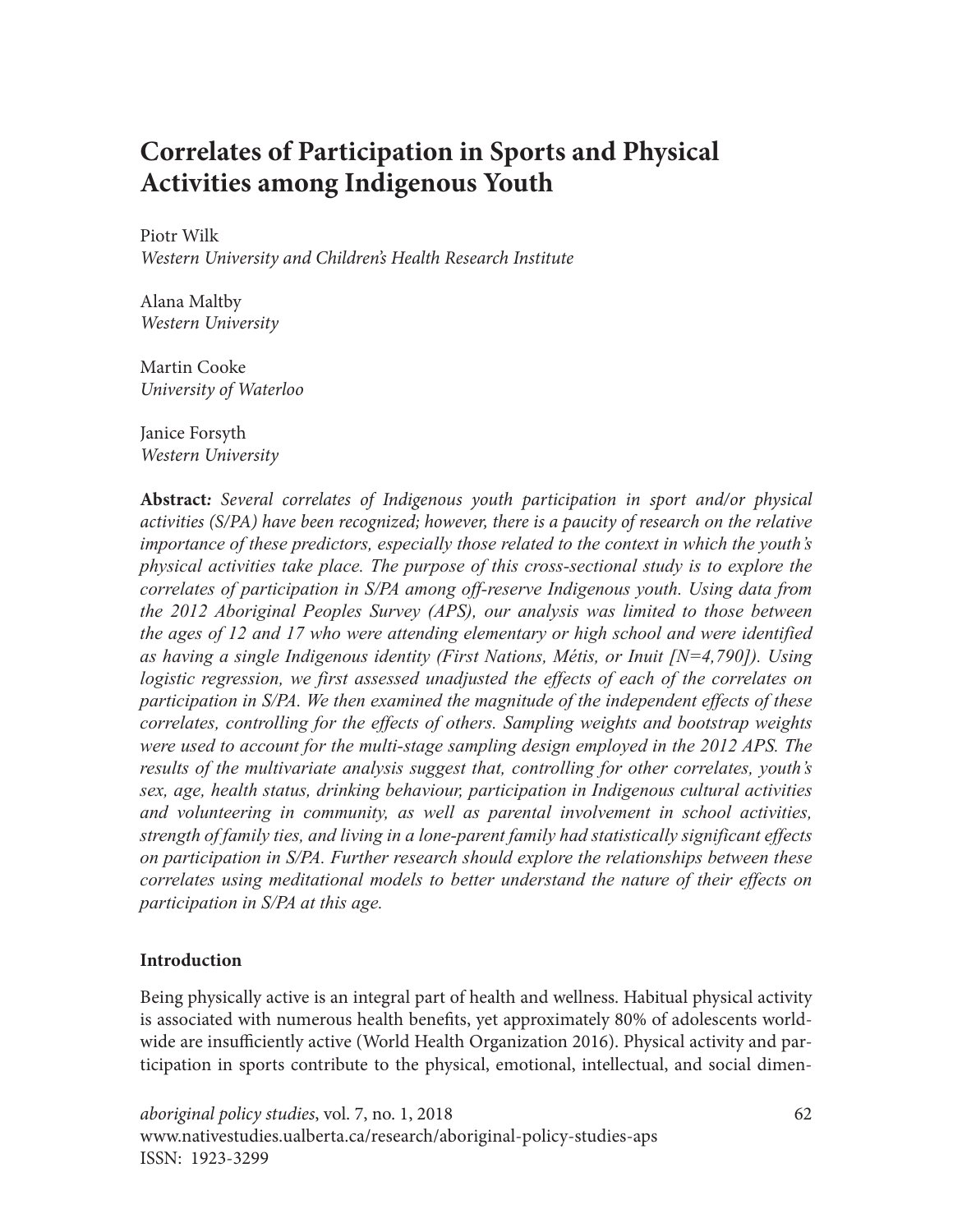# Correlates of Participation in Sports and Physical Activities among Indigenous Youth

Piotr Wilk
*Western University and Children's Health Research Institute*

Alana Maltby
*Western University*

Martin Cooke
*University of Waterloo*

Janice Forsyth
*Western University*

**Abstract***: Several correlates of Indigenous youth participation in sport and/or physical activities (S/PA) have been recognized; however, there is a paucity of research on the relative importance of these predictors, especially those related to the context in which the youth's physical activities take place. The purpose of this cross-sectional study is to explore the correlates of participation in S/PA among off-reserve Indigenous youth. Using data from the 2012 Aboriginal Peoples Survey (APS), our analysis was limited to those between the ages of 12 and 17 who were attending elementary or high school and were identified as having a single Indigenous identity (First Nations, Métis, or Inuit [N=4,790]). Using logistic regression, we first assessed unadjusted the effects of each of the correlates on participation in S/PA. We then examined the magnitude of the independent effects of these correlates, controlling for the effects of others. Sampling weights and bootstrap weights were used to account for the multi-stage sampling design employed in the 2012 APS. The results of the multivariate analysis suggest that, controlling for other correlates, youth's sex, age, health status, drinking behaviour, participation in Indigenous cultural activities and volunteering in community, as well as parental involvement in school activities, strength of family ties, and living in a lone-parent family had statistically significant effects on participation in S/PA. Further research should explore the relationships between these correlates using meditational models to better understand the nature of their effects on participation in S/PA at this age.*

## Introduction

Being physically active is an integral part of health and wellness. Habitual physical activity is associated with numerous health benefits, yet approximately 80% of adolescents worldwide are insufficiently active (World Health Organization 2016). Physical activity and participation in sports contribute to the physical, emotional, intellectual, and social dimen-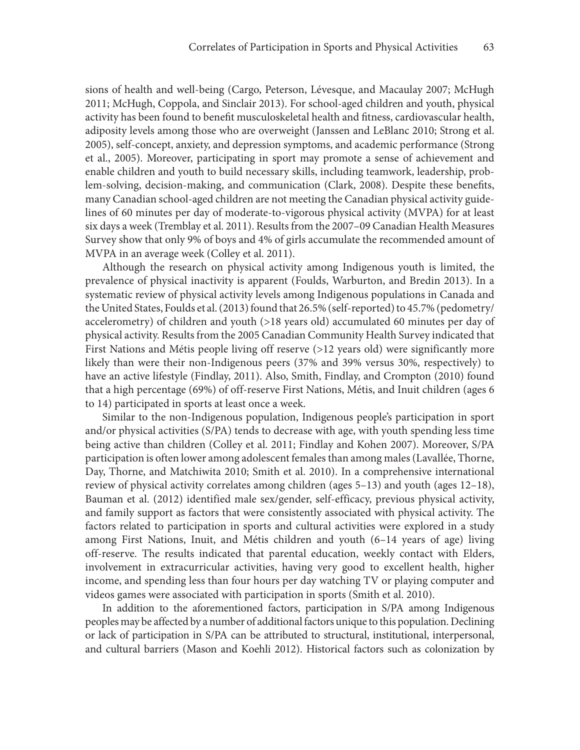sions of health and well-being (Cargo, Peterson, Lévesque, and Macaulay 2007; McHugh 2011; McHugh, Coppola, and Sinclair 2013). For school-aged children and youth, physical activity has been found to benefit musculoskeletal health and fitness, cardiovascular health, adiposity levels among those who are overweight (Janssen and LeBlanc 2010; Strong et al. 2005), self-concept, anxiety, and depression symptoms, and academic performance (Strong et al., 2005). Moreover, participating in sport may promote a sense of achievement and enable children and youth to build necessary skills, including teamwork, leadership, problem-solving, decision-making, and communication (Clark, 2008). Despite these benefits, many Canadian school-aged children are not meeting the Canadian physical activity guidelines of 60 minutes per day of moderate-to-vigorous physical activity (MVPA) for at least six days a week (Tremblay et al. 2011). Results from the 2007–09 Canadian Health Measures Survey show that only 9% of boys and 4% of girls accumulate the recommended amount of MVPA in an average week (Colley et al. 2011).

Although the research on physical activity among Indigenous youth is limited, the prevalence of physical inactivity is apparent (Foulds, Warburton, and Bredin 2013). In a systematic review of physical activity levels among Indigenous populations in Canada and the United States, Foulds et al. (2013) found that 26.5% (self-reported) to 45.7% (pedometry/accelerometry) of children and youth (>18 years old) accumulated 60 minutes per day of physical activity. Results from the 2005 Canadian Community Health Survey indicated that First Nations and Métis people living off reserve (>12 years old) were significantly more likely than were their non-Indigenous peers (37% and 39% versus 30%, respectively) to have an active lifestyle (Findlay, 2011). Also, Smith, Findlay, and Crompton (2010) found that a high percentage (69%) of off-reserve First Nations, Métis, and Inuit children (ages 6 to 14) participated in sports at least once a week.

Similar to the non-Indigenous population, Indigenous people's participation in sport and/or physical activities (S/PA) tends to decrease with age, with youth spending less time being active than children (Colley et al. 2011; Findlay and Kohen 2007). Moreover, S/PA participation is often lower among adolescent females than among males (Lavallée, Thorne, Day, Thorne, and Matchiwita 2010; Smith et al. 2010). In a comprehensive international review of physical activity correlates among children (ages 5–13) and youth (ages 12–18), Bauman et al. (2012) identified male sex/gender, self-efficacy, previous physical activity, and family support as factors that were consistently associated with physical activity. The factors related to participation in sports and cultural activities were explored in a study among First Nations, Inuit, and Métis children and youth (6–14 years of age) living off-reserve. The results indicated that parental education, weekly contact with Elders, involvement in extracurricular activities, having very good to excellent health, higher income, and spending less than four hours per day watching TV or playing computer and videos games were associated with participation in sports (Smith et al. 2010).

In addition to the aforementioned factors, participation in S/PA among Indigenous peoples may be affected by a number of additional factors unique to this population. Declining or lack of participation in S/PA can be attributed to structural, institutional, interpersonal, and cultural barriers (Mason and Koehli 2012). Historical factors such as colonization by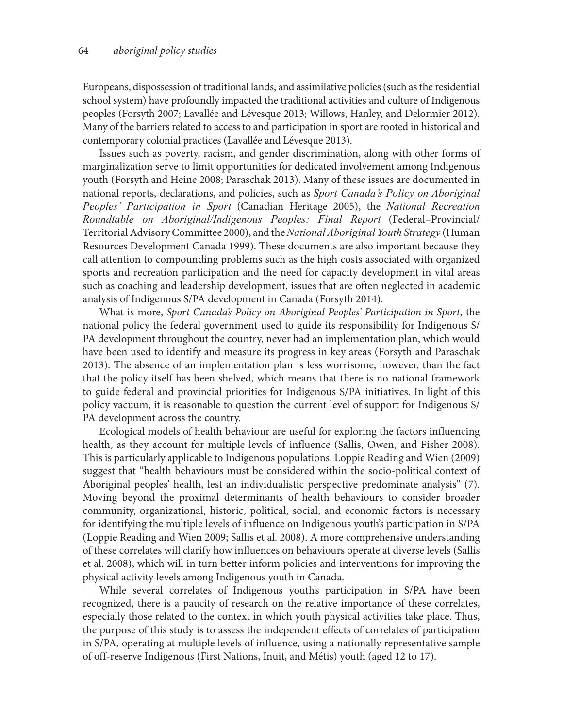Europeans, dispossession of traditional lands, and assimilative policies (such as the residential school system) have profoundly impacted the traditional activities and culture of Indigenous peoples (Forsyth 2007; Lavallée and Lévesque 2013; Willows, Hanley, and Delormier 2012). Many of the barriers related to access to and participation in sport are rooted in historical and contemporary colonial practices (Lavallée and Lévesque 2013).

Issues such as poverty, racism, and gender discrimination, along with other forms of marginalization serve to limit opportunities for dedicated involvement among Indigenous youth (Forsyth and Heine 2008; Paraschak 2013). Many of these issues are documented in national reports, declarations, and policies, such as *Sport Canada's Policy on Aboriginal Peoples' Participation in Sport* (Canadian Heritage 2005), the *National Recreation Roundtable on Aboriginal/Indigenous Peoples: Final Report* (Federal–Provincial/Territorial Advisory Committee 2000), and the *National Aboriginal Youth Strategy* (Human Resources Development Canada 1999). These documents are also important because they call attention to compounding problems such as the high costs associated with organized sports and recreation participation and the need for capacity development in vital areas such as coaching and leadership development, issues that are often neglected in academic analysis of Indigenous S/PA development in Canada (Forsyth 2014).

What is more, *Sport Canada's Policy on Aboriginal Peoples' Participation in Sport*, the national policy the federal government used to guide its responsibility for Indigenous S/PA development throughout the country, never had an implementation plan, which would have been used to identify and measure its progress in key areas (Forsyth and Paraschak 2013). The absence of an implementation plan is less worrisome, however, than the fact that the policy itself has been shelved, which means that there is no national framework to guide federal and provincial priorities for Indigenous S/PA initiatives. In light of this policy vacuum, it is reasonable to question the current level of support for Indigenous S/PA development across the country.

Ecological models of health behaviour are useful for exploring the factors influencing health, as they account for multiple levels of influence (Sallis, Owen, and Fisher 2008). This is particularly applicable to Indigenous populations. Loppie Reading and Wien (2009) suggest that "health behaviours must be considered within the socio-political context of Aboriginal peoples' health, lest an individualistic perspective predominate analysis" (7). Moving beyond the proximal determinants of health behaviours to consider broader community, organizational, historic, political, social, and economic factors is necessary for identifying the multiple levels of influence on Indigenous youth's participation in S/PA (Loppie Reading and Wien 2009; Sallis et al. 2008). A more comprehensive understanding of these correlates will clarify how influences on behaviours operate at diverse levels (Sallis et al. 2008), which will in turn better inform policies and interventions for improving the physical activity levels among Indigenous youth in Canada.

While several correlates of Indigenous youth's participation in S/PA have been recognized, there is a paucity of research on the relative importance of these correlates, especially those related to the context in which youth physical activities take place. Thus, the purpose of this study is to assess the independent effects of correlates of participation in S/PA, operating at multiple levels of influence, using a nationally representative sample of off-reserve Indigenous (First Nations, Inuit, and Métis) youth (aged 12 to 17).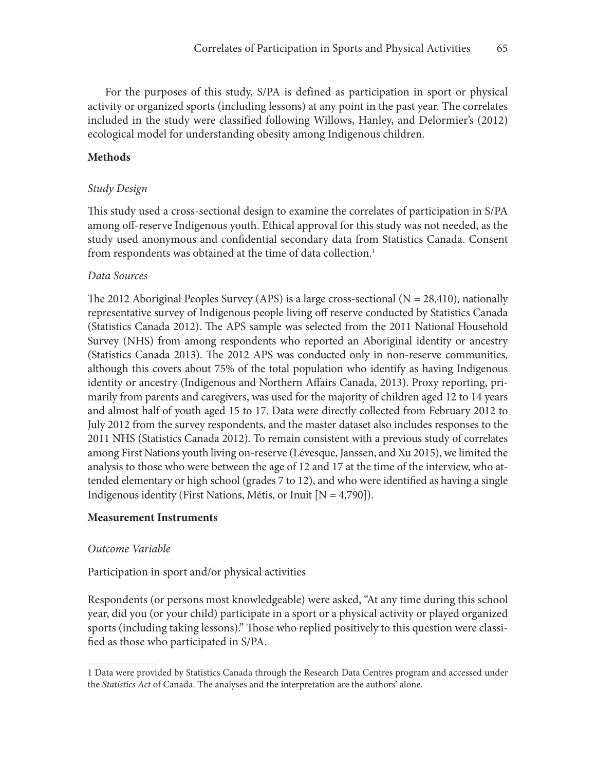For the purposes of this study, S/PA is defined as participation in sport or physical activity or organized sports (including lessons) at any point in the past year. The correlates included in the study were classified following Willows, Hanley, and Delormier's (2012) ecological model for understanding obesity among Indigenous children.

## Methods

### *Study Design*

This study used a cross-sectional design to examine the correlates of participation in S/PA among off-reserve Indigenous youth. Ethical approval for this study was not needed, as the study used anonymous and confidential secondary data from Statistics Canada. Consent from respondents was obtained at the time of data collection.[1]

### *Data Sources*

The 2012 Aboriginal Peoples Survey (APS) is a large cross-sectional (N = 28,410), nationally representative survey of Indigenous people living off reserve conducted by Statistics Canada (Statistics Canada 2012). The APS sample was selected from the 2011 National Household Survey (NHS) from among respondents who reported an Aboriginal identity or ancestry (Statistics Canada 2013). The 2012 APS was conducted only in non-reserve communities, although this covers about 75% of the total population who identify as having Indigenous identity or ancestry (Indigenous and Northern Affairs Canada, 2013). Proxy reporting, primarily from parents and caregivers, was used for the majority of children aged 12 to 14 years and almost half of youth aged 15 to 17. Data were directly collected from February 2012 to July 2012 from the survey respondents, and the master dataset also includes responses to the 2011 NHS (Statistics Canada 2012). To remain consistent with a previous study of correlates among First Nations youth living on-reserve (Lévesque, Janssen, and Xu 2015), we limited the analysis to those who were between the age of 12 and 17 at the time of the interview, who attended elementary or high school (grades 7 to 12), and who were identified as having a single Indigenous identity (First Nations, Métis, or Inuit [N = 4,790]).

## Measurement Instruments

### *Outcome Variable*

Participation in sport and/or physical activities

Respondents (or persons most knowledgeable) were asked, "At any time during this school year, did you (or your child) participate in a sport or a physical activity or played organized sports (including taking lessons)." Those who replied positively to this question were classified as those who participated in S/PA.

---

1 Data were provided by Statistics Canada through the Research Data Centres program and accessed under the *Statistics Act* of Canada. The analyses and the interpretation are the authors' alone.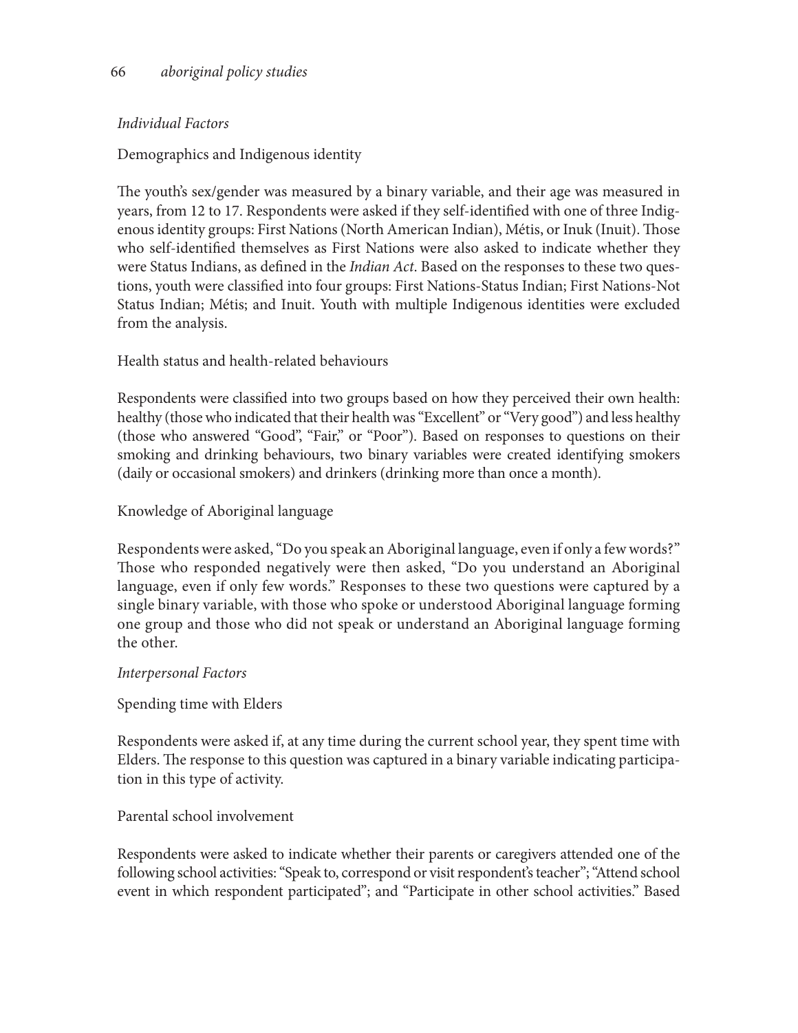*Individual Factors*

Demographics and Indigenous identity

The youth's sex/gender was measured by a binary variable, and their age was measured in years, from 12 to 17. Respondents were asked if they self-identified with one of three Indigenous identity groups: First Nations (North American Indian), Métis, or Inuk (Inuit). Those who self-identified themselves as First Nations were also asked to indicate whether they were Status Indians, as defined in the *Indian Act*. Based on the responses to these two questions, youth were classified into four groups: First Nations-Status Indian; First Nations-Not Status Indian; Métis; and Inuit. Youth with multiple Indigenous identities were excluded from the analysis.

Health status and health-related behaviours

Respondents were classified into two groups based on how they perceived their own health: healthy (those who indicated that their health was "Excellent" or "Very good") and less healthy (those who answered "Good", "Fair," or "Poor"). Based on responses to questions on their smoking and drinking behaviours, two binary variables were created identifying smokers (daily or occasional smokers) and drinkers (drinking more than once a month).

Knowledge of Aboriginal language

Respondents were asked, "Do you speak an Aboriginal language, even if only a few words?" Those who responded negatively were then asked, "Do you understand an Aboriginal language, even if only few words." Responses to these two questions were captured by a single binary variable, with those who spoke or understood Aboriginal language forming one group and those who did not speak or understand an Aboriginal language forming the other.

*Interpersonal Factors*

Spending time with Elders

Respondents were asked if, at any time during the current school year, they spent time with Elders. The response to this question was captured in a binary variable indicating participation in this type of activity.

Parental school involvement

Respondents were asked to indicate whether their parents or caregivers attended one of the following school activities: "Speak to, correspond or visit respondent's teacher"; "Attend school event in which respondent participated"; and "Participate in other school activities." Based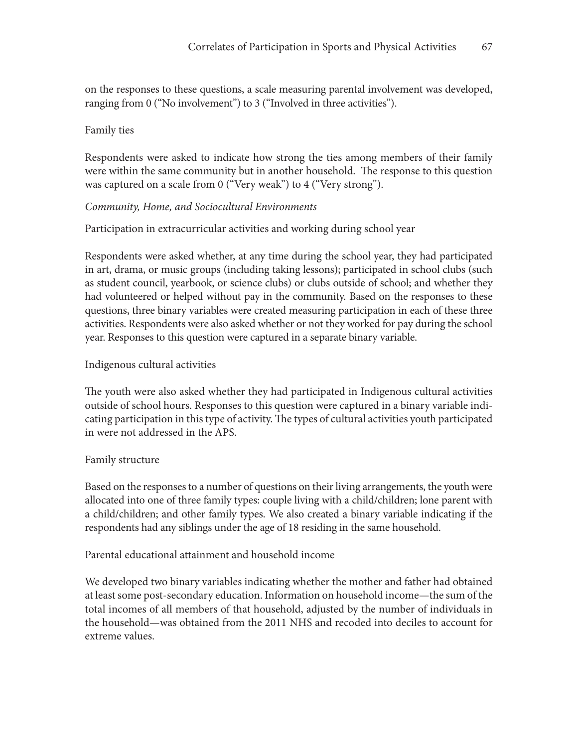on the responses to these questions, a scale measuring parental involvement was developed, ranging from 0 ("No involvement") to 3 ("Involved in three activities").

#### Family ties

Respondents were asked to indicate how strong the ties among members of their family were within the same community but in another household. The response to this question was captured on a scale from 0 ("Very weak") to 4 ("Very strong").

### *Community, Home, and Sociocultural Environments*

#### Participation in extracurricular activities and working during school year

Respondents were asked whether, at any time during the school year, they had participated in art, drama, or music groups (including taking lessons); participated in school clubs (such as student council, yearbook, or science clubs) or clubs outside of school; and whether they had volunteered or helped without pay in the community. Based on the responses to these questions, three binary variables were created measuring participation in each of these three activities. Respondents were also asked whether or not they worked for pay during the school year. Responses to this question were captured in a separate binary variable.

#### Indigenous cultural activities

The youth were also asked whether they had participated in Indigenous cultural activities outside of school hours. Responses to this question were captured in a binary variable indicating participation in this type of activity. The types of cultural activities youth participated in were not addressed in the APS.

#### Family structure

Based on the responses to a number of questions on their living arrangements, the youth were allocated into one of three family types: couple living with a child/children; lone parent with a child/children; and other family types. We also created a binary variable indicating if the respondents had any siblings under the age of 18 residing in the same household.

#### Parental educational attainment and household income

We developed two binary variables indicating whether the mother and father had obtained at least some post-secondary education. Information on household income—the sum of the total incomes of all members of that household, adjusted by the number of individuals in the household—was obtained from the 2011 NHS and recoded into deciles to account for extreme values.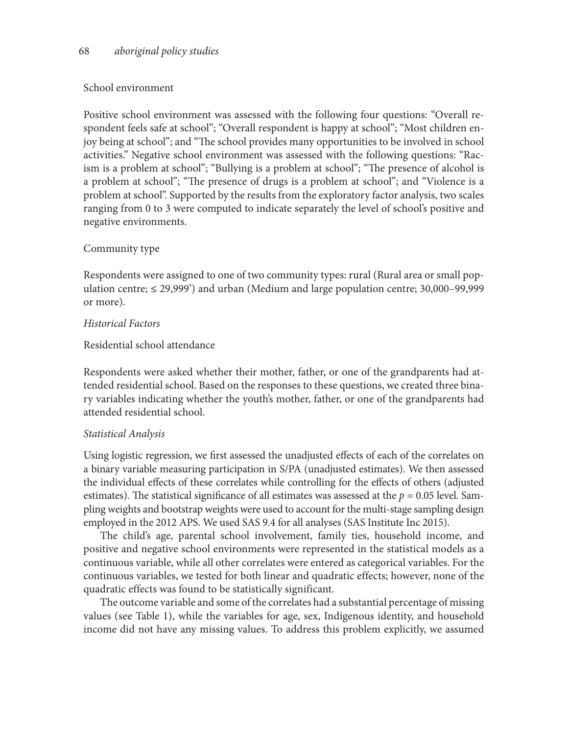School environment

Positive school environment was assessed with the following four questions: "Overall respondent feels safe at school"; "Overall respondent is happy at school"; "Most children enjoy being at school"; and "The school provides many opportunities to be involved in school activities." Negative school environment was assessed with the following questions: "Racism is a problem at school"; "Bullying is a problem at school"; "The presence of alcohol is a problem at school"; "The presence of drugs is a problem at school"; and "Violence is a problem at school". Supported by the results from the exploratory factor analysis, two scales ranging from 0 to 3 were computed to indicate separately the level of school's positive and negative environments.

Community type

Respondents were assigned to one of two community types: rural (Rural area or small population centre; ≤ 29,999') and urban (Medium and large population centre; 30,000–99,999 or more).

*Historical Factors*

Residential school attendance

Respondents were asked whether their mother, father, or one of the grandparents had attended residential school. Based on the responses to these questions, we created three binary variables indicating whether the youth's mother, father, or one of the grandparents had attended residential school.

*Statistical Analysis*

Using logistic regression, we first assessed the unadjusted effects of each of the correlates on a binary variable measuring participation in S/PA (unadjusted estimates). We then assessed the individual effects of these correlates while controlling for the effects of others (adjusted estimates). The statistical significance of all estimates was assessed at the $p = 0.05$ level. Sampling weights and bootstrap weights were used to account for the multi-stage sampling design employed in the 2012 APS. We used SAS 9.4 for all analyses (SAS Institute Inc 2015).

The child's age, parental school involvement, family ties, household income, and positive and negative school environments were represented in the statistical models as a continuous variable, while all other correlates were entered as categorical variables. For the continuous variables, we tested for both linear and quadratic effects; however, none of the quadratic effects was found to be statistically significant.

The outcome variable and some of the correlates had a substantial percentage of missing values (see Table 1), while the variables for age, sex, Indigenous identity, and household income did not have any missing values. To address this problem explicitly, we assumed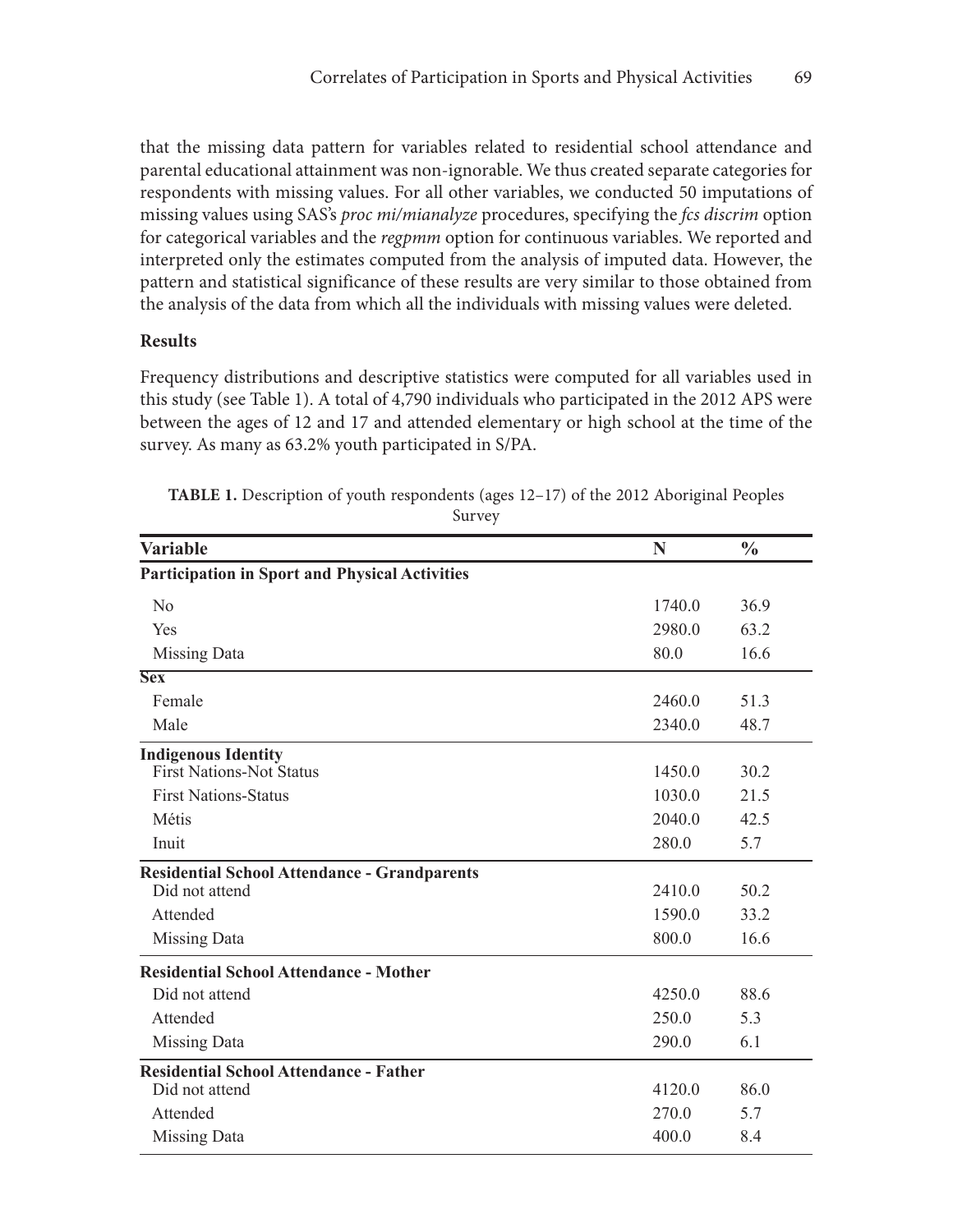that the missing data pattern for variables related to residential school attendance and parental educational attainment was non-ignorable. We thus created separate categories for respondents with missing values. For all other variables, we conducted 50 imputations of missing values using SAS's *proc mi/mianalyze* procedures, specifying the *fcs discrim* option for categorical variables and the *regpmm* option for continuous variables. We reported and interpreted only the estimates computed from the analysis of imputed data. However, the pattern and statistical significance of these results are very similar to those obtained from the analysis of the data from which all the individuals with missing values were deleted.

### Results

Frequency distributions and descriptive statistics were computed for all variables used in this study (see Table 1). A total of 4,790 individuals who participated in the 2012 APS were between the ages of 12 and 17 and attended elementary or high school at the time of the survey. As many as 63.2% youth participated in S/PA.

**TABLE 1.** Description of youth respondents (ages 12–17) of the 2012 Aboriginal Peoples Survey

| Variable | N | % |
|---|---|---|
| **Participation in Sport and Physical Activities** | | |
| No | 1740.0 | 36.9 |
| Yes | 2980.0 | 63.2 |
| Missing Data | 80.0 | 16.6 |
| **Sex** | | |
| Female | 2460.0 | 51.3 |
| Male | 2340.0 | 48.7 |
| **Indigenous Identity** | | |
| First Nations-Not Status | 1450.0 | 30.2 |
| First Nations-Status | 1030.0 | 21.5 |
| Métis | 2040.0 | 42.5 |
| Inuit | 280.0 | 5.7 |
| **Residential School Attendance - Grandparents** | | |
| Did not attend | 2410.0 | 50.2 |
| Attended | 1590.0 | 33.2 |
| Missing Data | 800.0 | 16.6 |
| **Residential School Attendance - Mother** | | |
| Did not attend | 4250.0 | 88.6 |
| Attended | 250.0 | 5.3 |
| Missing Data | 290.0 | 6.1 |
| **Residential School Attendance - Father** | | |
| Did not attend | 4120.0 | 86.0 |
| Attended | 270.0 | 5.7 |
| Missing Data | 400.0 | 8.4 |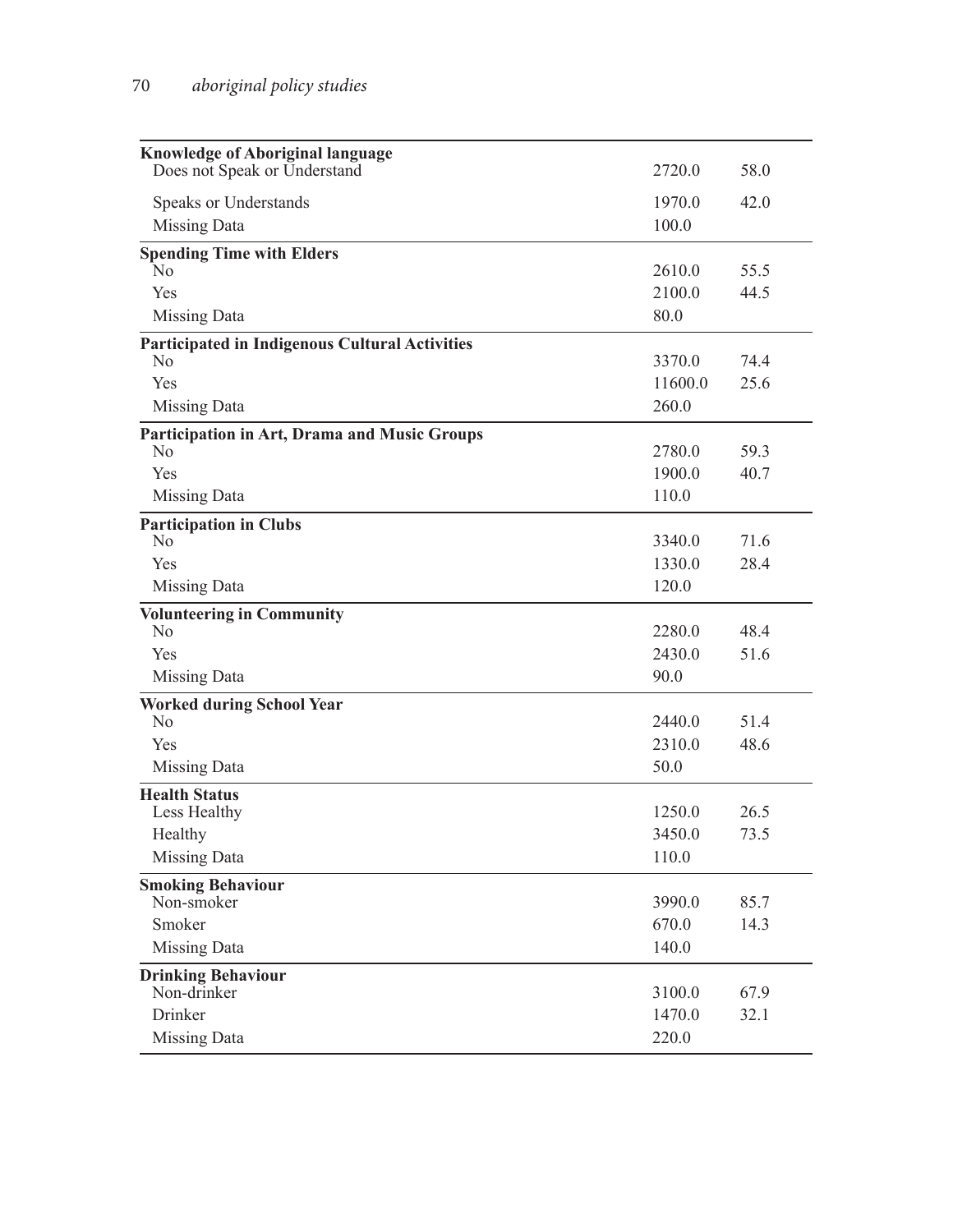| | | |
|---|---|---|
| **Knowledge of Aboriginal language** | | |
| Does not Speak or Understand | 2720.0 | 58.0 |
| Speaks or Understands | 1970.0 | 42.0 |
| Missing Data | 100.0 | |
| **Spending Time with Elders** | | |
| No | 2610.0 | 55.5 |
| Yes | 2100.0 | 44.5 |
| Missing Data | 80.0 | |
| **Participated in Indigenous Cultural Activities** | | |
| No | 3370.0 | 74.4 |
| Yes | 11600.0 | 25.6 |
| Missing Data | 260.0 | |
| **Participation in Art, Drama and Music Groups** | | |
| No | 2780.0 | 59.3 |
| Yes | 1900.0 | 40.7 |
| Missing Data | 110.0 | |
| **Participation in Clubs** | | |
| No | 3340.0 | 71.6 |
| Yes | 1330.0 | 28.4 |
| Missing Data | 120.0 | |
| **Volunteering in Community** | | |
| No | 2280.0 | 48.4 |
| Yes | 2430.0 | 51.6 |
| Missing Data | 90.0 | |
| **Worked during School Year** | | |
| No | 2440.0 | 51.4 |
| Yes | 2310.0 | 48.6 |
| Missing Data | 50.0 | |
| **Health Status** | | |
| Less Healthy | 1250.0 | 26.5 |
| Healthy | 3450.0 | 73.5 |
| Missing Data | 110.0 | |
| **Smoking Behaviour** | | |
| Non-smoker | 3990.0 | 85.7 |
| Smoker | 670.0 | 14.3 |
| Missing Data | 140.0 | |
| **Drinking Behaviour** | | |
| Non-drinker | 3100.0 | 67.9 |
| Drinker | 1470.0 | 32.1 |
| Missing Data | 220.0 | |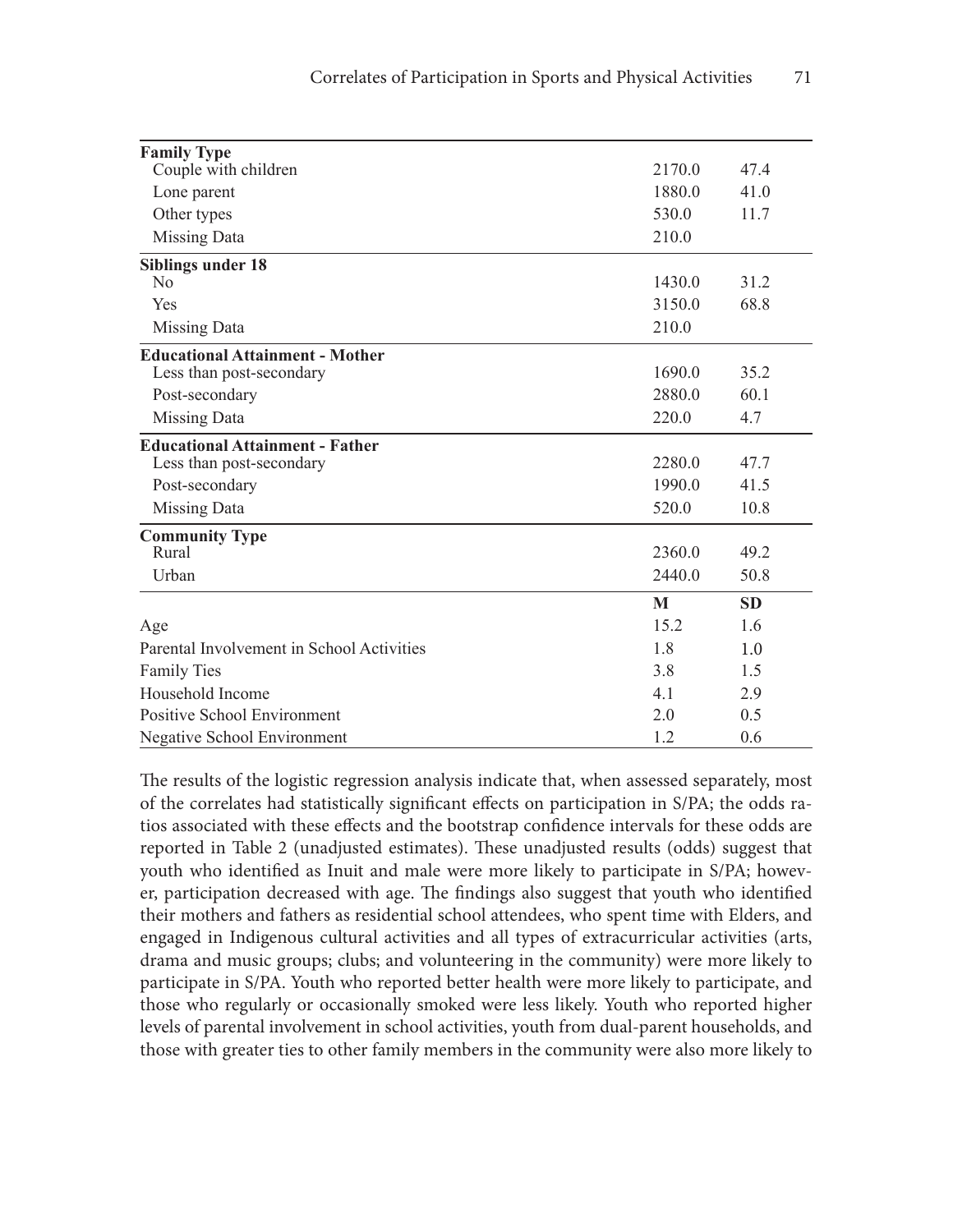| | | |
|---|---|---|
| **Family Type** | | |
| Couple with children | 2170.0 | 47.4 |
| Lone parent | 1880.0 | 41.0 |
| Other types | 530.0 | 11.7 |
| Missing Data | 210.0 | |
| **Siblings under 18** | | |
| No | 1430.0 | 31.2 |
| Yes | 3150.0 | 68.8 |
| Missing Data | 210.0 | |
| **Educational Attainment - Mother** | | |
| Less than post-secondary | 1690.0 | 35.2 |
| Post-secondary | 2880.0 | 60.1 |
| Missing Data | 220.0 | 4.7 |
| **Educational Attainment - Father** | | |
| Less than post-secondary | 2280.0 | 47.7 |
| Post-secondary | 1990.0 | 41.5 |
| Missing Data | 520.0 | 10.8 |
| **Community Type** | | |
| Rural | 2360.0 | 49.2 |
| Urban | 2440.0 | 50.8 |
| | **M** | **SD** |
| Age | 15.2 | 1.6 |
| Parental Involvement in School Activities | 1.8 | 1.0 |
| Family Ties | 3.8 | 1.5 |
| Household Income | 4.1 | 2.9 |
| Positive School Environment | 2.0 | 0.5 |
| Negative School Environment | 1.2 | 0.6 |

The results of the logistic regression analysis indicate that, when assessed separately, most of the correlates had statistically significant effects on participation in S/PA; the odds ratios associated with these effects and the bootstrap confidence intervals for these odds are reported in Table 2 (unadjusted estimates). These unadjusted results (odds) suggest that youth who identified as Inuit and male were more likely to participate in S/PA; however, participation decreased with age. The findings also suggest that youth who identified their mothers and fathers as residential school attendees, who spent time with Elders, and engaged in Indigenous cultural activities and all types of extracurricular activities (arts, drama and music groups; clubs; and volunteering in the community) were more likely to participate in S/PA. Youth who reported better health were more likely to participate, and those who regularly or occasionally smoked were less likely. Youth who reported higher levels of parental involvement in school activities, youth from dual-parent households, and those with greater ties to other family members in the community were also more likely to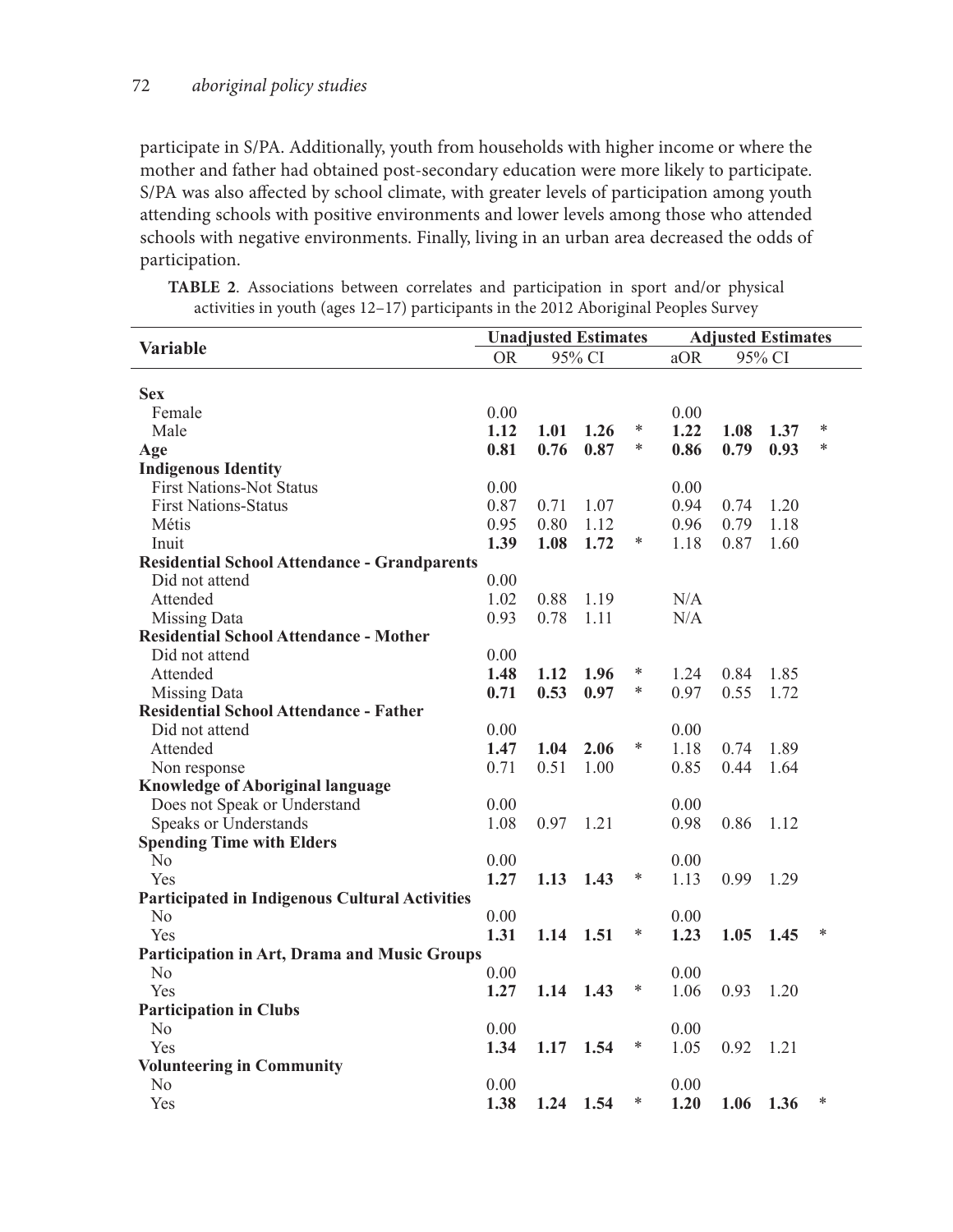participate in S/PA. Additionally, youth from households with higher income or where the mother and father had obtained post-secondary education were more likely to participate. S/PA was also affected by school climate, with greater levels of participation among youth attending schools with positive environments and lower levels among those who attended schools with negative environments. Finally, living in an urban area decreased the odds of participation.

**TABLE 2**. Associations between correlates and participation in sport and/or physical activities in youth (ages 12–17) participants in the 2012 Aboriginal Peoples Survey

| Variable | Unadjusted Estimates | | | | Adjusted Estimates | | | |
|---|---|---|---|---|---|---|---|---|
| | OR | 95% CI | | | aOR | 95% CI | | |
| **Sex** | | | | | | | | |
| Female | 0.00 | | | | 0.00 | | | |
| Male | **1.12** | **1.01** | **1.26** | * | **1.22** | **1.08** | **1.37** | * |
| **Age** | **0.81** | **0.76** | **0.87** | * | **0.86** | **0.79** | **0.93** | * |
| **Indigenous Identity** | | | | | | | | |
| First Nations-Not Status | 0.00 | | | | 0.00 | | | |
| First Nations-Status | 0.87 | 0.71 | 1.07 | | 0.94 | 0.74 | 1.20 | |
| Métis | 0.95 | 0.80 | 1.12 | | 0.96 | 0.79 | 1.18 | |
| Inuit | **1.39** | **1.08** | **1.72** | * | 1.18 | 0.87 | 1.60 | |
| **Residential School Attendance - Grandparents** | | | | | | | | |
| Did not attend | 0.00 | | | | | | | |
| Attended | 1.02 | 0.88 | 1.19 | | N/A | | | |
| Missing Data | 0.93 | 0.78 | 1.11 | | N/A | | | |
| **Residential School Attendance - Mother** | | | | | | | | |
| Did not attend | 0.00 | | | | | | | |
| Attended | **1.48** | **1.12** | **1.96** | * | 1.24 | 0.84 | 1.85 | |
| Missing Data | **0.71** | **0.53** | **0.97** | * | 0.97 | 0.55 | 1.72 | |
| **Residential School Attendance - Father** | | | | | | | | |
| Did not attend | 0.00 | | | | 0.00 | | | |
| Attended | **1.47** | **1.04** | **2.06** | * | 1.18 | 0.74 | 1.89 | |
| Non response | 0.71 | 0.51 | 1.00 | | 0.85 | 0.44 | 1.64 | |
| **Knowledge of Aboriginal language** | | | | | | | | |
| Does not Speak or Understand | 0.00 | | | | 0.00 | | | |
| Speaks or Understands | 1.08 | 0.97 | 1.21 | | 0.98 | 0.86 | 1.12 | |
| **Spending Time with Elders** | | | | | | | | |
| No | 0.00 | | | | 0.00 | | | |
| Yes | **1.27** | **1.13** | **1.43** | * | 1.13 | 0.99 | 1.29 | |
| **Participated in Indigenous Cultural Activities** | | | | | | | | |
| No | 0.00 | | | | 0.00 | | | |
| Yes | **1.31** | **1.14** | **1.51** | * | **1.23** | **1.05** | **1.45** | * |
| **Participation in Art, Drama and Music Groups** | | | | | | | | |
| No | 0.00 | | | | 0.00 | | | |
| Yes | **1.27** | **1.14** | **1.43** | * | 1.06 | 0.93 | 1.20 | |
| **Participation in Clubs** | | | | | | | | |
| No | 0.00 | | | | 0.00 | | | |
| Yes | **1.34** | **1.17** | **1.54** | * | 1.05 | 0.92 | 1.21 | |
| **Volunteering in Community** | | | | | | | | |
| No | 0.00 | | | | 0.00 | | | |
| Yes | **1.38** | **1.24** | **1.54** | * | **1.20** | **1.06** | **1.36** | * |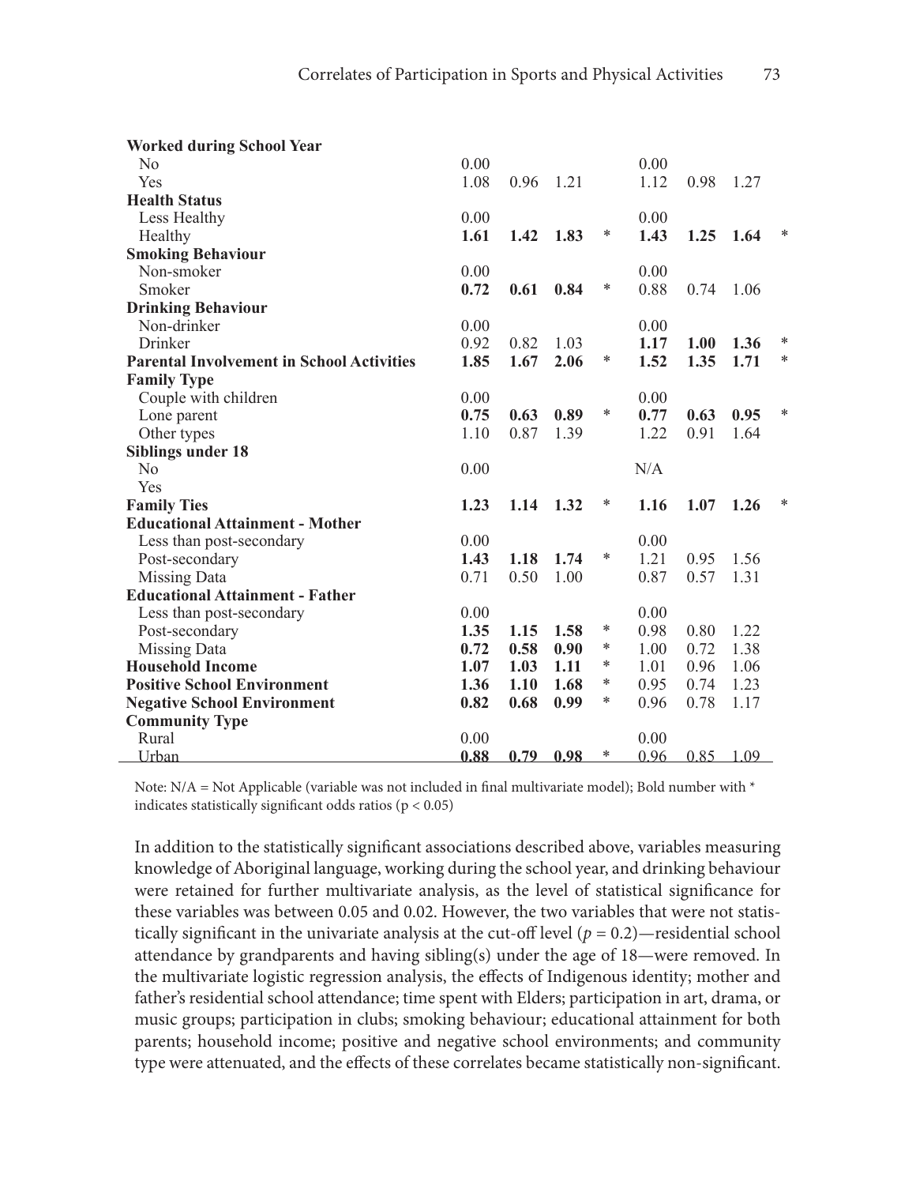| | | | | | | | | |
|---|---|---|---|---|---|---|---|---|
| **Worked during School Year** | | | | | | | | |
| No | 0.00 | | | | 0.00 | | | |
| Yes | 1.08 | 0.96 | 1.21 | | 1.12 | 0.98 | 1.27 | |
| **Health Status** | | | | | | | | |
| Less Healthy | 0.00 | | | | 0.00 | | | |
| Healthy | **1.61** | **1.42** | **1.83** | * | **1.43** | **1.25** | **1.64** | * |
| **Smoking Behaviour** | | | | | | | | |
| Non-smoker | 0.00 | | | | 0.00 | | | |
| Smoker | **0.72** | **0.61** | **0.84** | * | 0.88 | 0.74 | 1.06 | |
| **Drinking Behaviour** | | | | | | | | |
| Non-drinker | 0.00 | | | | 0.00 | | | |
| Drinker | 0.92 | 0.82 | 1.03 | | **1.17** | **1.00** | **1.36** | * |
| **Parental Involvement in School Activities** | **1.85** | **1.67** | **2.06** | * | **1.52** | **1.35** | **1.71** | * |
| **Family Type** | | | | | | | | |
| Couple with children | 0.00 | | | | 0.00 | | | |
| Lone parent | **0.75** | **0.63** | **0.89** | * | **0.77** | **0.63** | **0.95** | * |
| Other types | 1.10 | 0.87 | 1.39 | | 1.22 | 0.91 | 1.64 | |
| **Siblings under 18** | | | | | | | | |
| No | 0.00 | | | | N/A | | | |
| Yes | | | | | | | | |
| **Family Ties** | **1.23** | **1.14** | **1.32** | * | **1.16** | **1.07** | **1.26** | * |
| **Educational Attainment - Mother** | | | | | | | | |
| Less than post-secondary | 0.00 | | | | 0.00 | | | |
| Post-secondary | **1.43** | **1.18** | **1.74** | * | 1.21 | 0.95 | 1.56 | |
| Missing Data | 0.71 | 0.50 | 1.00 | | 0.87 | 0.57 | 1.31 | |
| **Educational Attainment - Father** | | | | | | | | |
| Less than post-secondary | 0.00 | | | | 0.00 | | | |
| Post-secondary | **1.35** | **1.15** | **1.58** | * | 0.98 | 0.80 | 1.22 | |
| Missing Data | **0.72** | **0.58** | **0.90** | * | 1.00 | 0.72 | 1.38 | |
| **Household Income** | **1.07** | **1.03** | **1.11** | * | 1.01 | 0.96 | 1.06 | |
| **Positive School Environment** | **1.36** | **1.10** | **1.68** | * | 0.95 | 0.74 | 1.23 | |
| **Negative School Environment** | **0.82** | **0.68** | **0.99** | * | 0.96 | 0.78 | 1.17 | |
| **Community Type** | | | | | | | | |
| Rural | 0.00 | | | | 0.00 | | | |
| Urban | **0.88** | **0.79** | **0.98** | * | 0.96 | 0.85 | 1.09 | |

Note: N/A = Not Applicable (variable was not included in final multivariate model); Bold number with * indicates statistically significant odds ratios ($p < 0.05$)

In addition to the statistically significant associations described above, variables measuring knowledge of Aboriginal language, working during the school year, and drinking behaviour were retained for further multivariate analysis, as the level of statistical significance for these variables was between 0.05 and 0.02. However, the two variables that were not statistically significant in the univariate analysis at the cut-off level ($p = 0.2$)—residential school attendance by grandparents and having sibling(s) under the age of 18—were removed. In the multivariate logistic regression analysis, the effects of Indigenous identity; mother and father's residential school attendance; time spent with Elders; participation in art, drama, or music groups; participation in clubs; smoking behaviour; educational attainment for both parents; household income; positive and negative school environments; and community type were attenuated, and the effects of these correlates became statistically non-significant.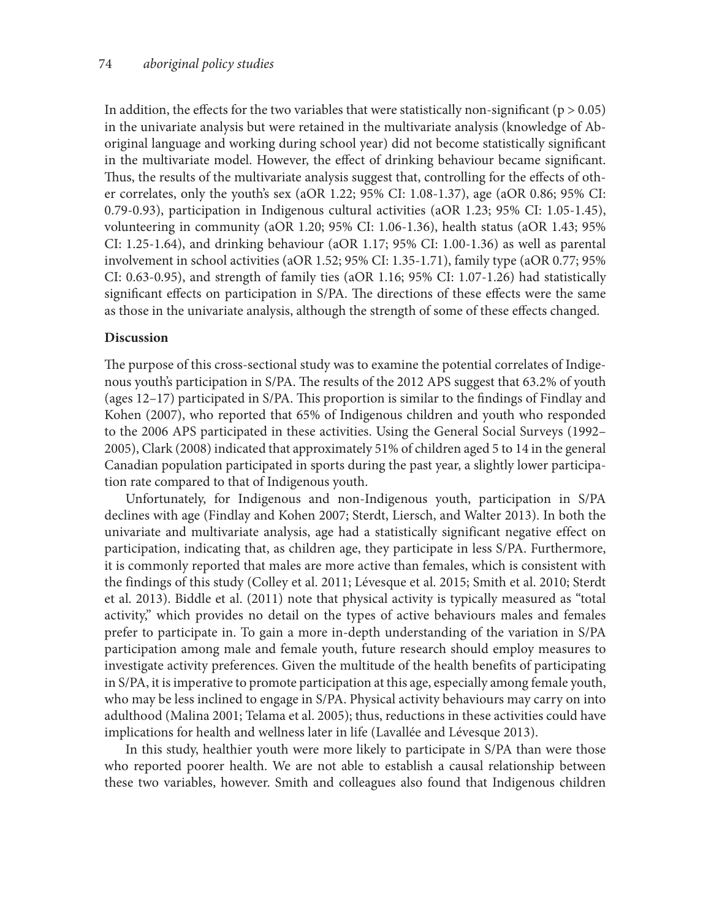In addition, the effects for the two variables that were statistically non-significant ($p > 0.05$) in the univariate analysis but were retained in the multivariate analysis (knowledge of Aboriginal language and working during school year) did not become statistically significant in the multivariate model. However, the effect of drinking behaviour became significant. Thus, the results of the multivariate analysis suggest that, controlling for the effects of other correlates, only the youth's sex (aOR 1.22; 95% CI: 1.08-1.37), age (aOR 0.86; 95% CI: 0.79-0.93), participation in Indigenous cultural activities (aOR 1.23; 95% CI: 1.05-1.45), volunteering in community (aOR 1.20; 95% CI: 1.06-1.36), health status (aOR 1.43; 95% CI: 1.25-1.64), and drinking behaviour (aOR 1.17; 95% CI: 1.00-1.36) as well as parental involvement in school activities (aOR 1.52; 95% CI: 1.35-1.71), family type (aOR 0.77; 95% CI: 0.63-0.95), and strength of family ties (aOR 1.16; 95% CI: 1.07-1.26) had statistically significant effects on participation in S/PA. The directions of these effects were the same as those in the univariate analysis, although the strength of some of these effects changed.

## Discussion

The purpose of this cross-sectional study was to examine the potential correlates of Indigenous youth's participation in S/PA. The results of the 2012 APS suggest that 63.2% of youth (ages 12–17) participated in S/PA. This proportion is similar to the findings of Findlay and Kohen (2007), who reported that 65% of Indigenous children and youth who responded to the 2006 APS participated in these activities. Using the General Social Surveys (1992–2005), Clark (2008) indicated that approximately 51% of children aged 5 to 14 in the general Canadian population participated in sports during the past year, a slightly lower participation rate compared to that of Indigenous youth.

Unfortunately, for Indigenous and non-Indigenous youth, participation in S/PA declines with age (Findlay and Kohen 2007; Sterdt, Liersch, and Walter 2013). In both the univariate and multivariate analysis, age had a statistically significant negative effect on participation, indicating that, as children age, they participate in less S/PA. Furthermore, it is commonly reported that males are more active than females, which is consistent with the findings of this study (Colley et al. 2011; Lévesque et al. 2015; Smith et al. 2010; Sterdt et al. 2013). Biddle et al. (2011) note that physical activity is typically measured as "total activity," which provides no detail on the types of active behaviours males and females prefer to participate in. To gain a more in-depth understanding of the variation in S/PA participation among male and female youth, future research should employ measures to investigate activity preferences. Given the multitude of the health benefits of participating in S/PA, it is imperative to promote participation at this age, especially among female youth, who may be less inclined to engage in S/PA. Physical activity behaviours may carry on into adulthood (Malina 2001; Telama et al. 2005); thus, reductions in these activities could have implications for health and wellness later in life (Lavallée and Lévesque 2013).

In this study, healthier youth were more likely to participate in S/PA than were those who reported poorer health. We are not able to establish a causal relationship between these two variables, however. Smith and colleagues also found that Indigenous children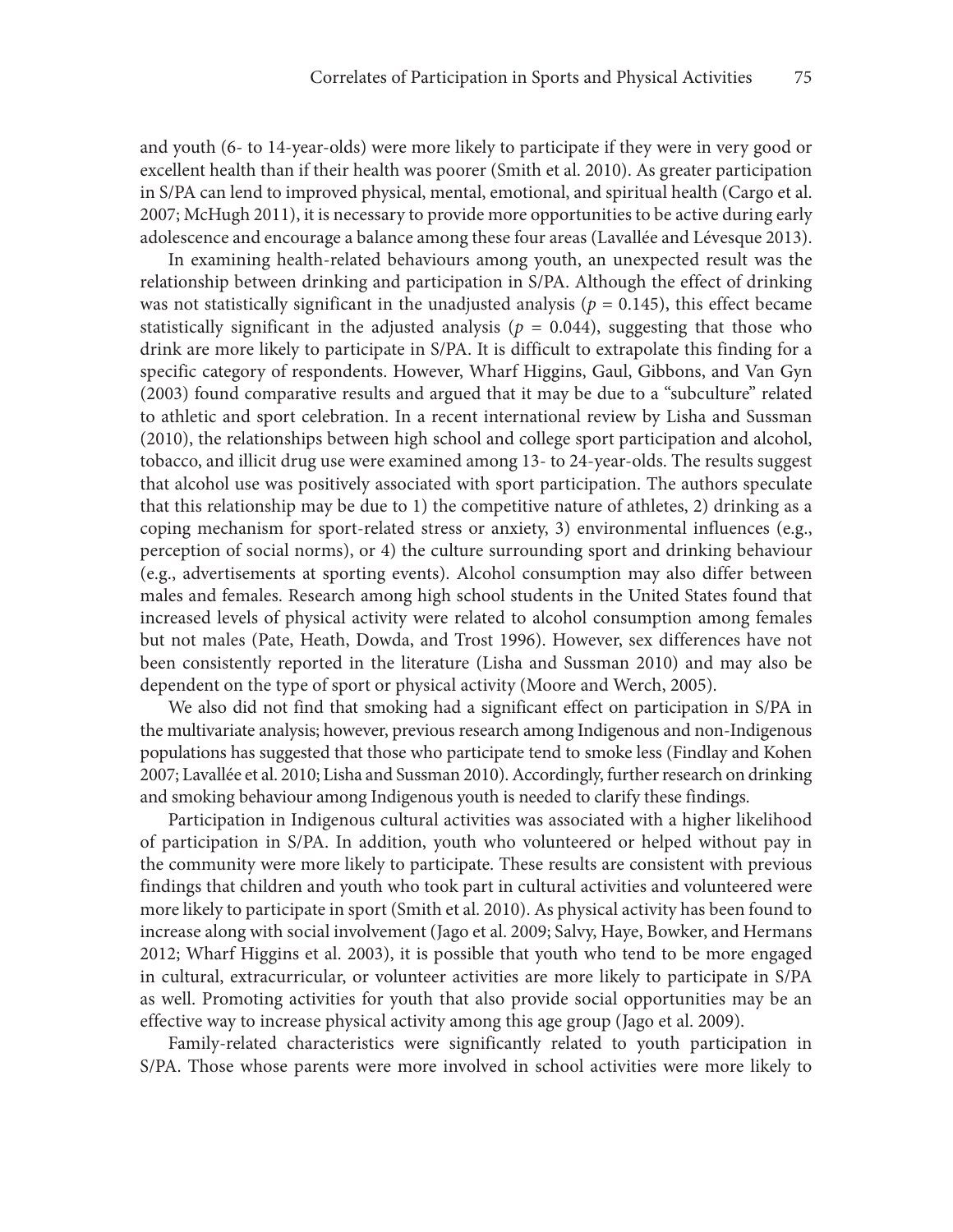and youth (6- to 14-year-olds) were more likely to participate if they were in very good or excellent health than if their health was poorer (Smith et al. 2010). As greater participation in S/PA can lend to improved physical, mental, emotional, and spiritual health (Cargo et al. 2007; McHugh 2011), it is necessary to provide more opportunities to be active during early adolescence and encourage a balance among these four areas (Lavallée and Lévesque 2013).

In examining health-related behaviours among youth, an unexpected result was the relationship between drinking and participation in S/PA. Although the effect of drinking was not statistically significant in the unadjusted analysis ($p = 0.145$), this effect became statistically significant in the adjusted analysis ($p = 0.044$), suggesting that those who drink are more likely to participate in S/PA. It is difficult to extrapolate this finding for a specific category of respondents. However, Wharf Higgins, Gaul, Gibbons, and Van Gyn (2003) found comparative results and argued that it may be due to a "subculture" related to athletic and sport celebration. In a recent international review by Lisha and Sussman (2010), the relationships between high school and college sport participation and alcohol, tobacco, and illicit drug use were examined among 13- to 24-year-olds. The results suggest that alcohol use was positively associated with sport participation. The authors speculate that this relationship may be due to 1) the competitive nature of athletes, 2) drinking as a coping mechanism for sport-related stress or anxiety, 3) environmental influences (e.g., perception of social norms), or 4) the culture surrounding sport and drinking behaviour (e.g., advertisements at sporting events). Alcohol consumption may also differ between males and females. Research among high school students in the United States found that increased levels of physical activity were related to alcohol consumption among females but not males (Pate, Heath, Dowda, and Trost 1996). However, sex differences have not been consistently reported in the literature (Lisha and Sussman 2010) and may also be dependent on the type of sport or physical activity (Moore and Werch, 2005).

We also did not find that smoking had a significant effect on participation in S/PA in the multivariate analysis; however, previous research among Indigenous and non-Indigenous populations has suggested that those who participate tend to smoke less (Findlay and Kohen 2007; Lavallée et al. 2010; Lisha and Sussman 2010). Accordingly, further research on drinking and smoking behaviour among Indigenous youth is needed to clarify these findings.

Participation in Indigenous cultural activities was associated with a higher likelihood of participation in S/PA. In addition, youth who volunteered or helped without pay in the community were more likely to participate. These results are consistent with previous findings that children and youth who took part in cultural activities and volunteered were more likely to participate in sport (Smith et al. 2010). As physical activity has been found to increase along with social involvement (Jago et al. 2009; Salvy, Haye, Bowker, and Hermans 2012; Wharf Higgins et al. 2003), it is possible that youth who tend to be more engaged in cultural, extracurricular, or volunteer activities are more likely to participate in S/PA as well. Promoting activities for youth that also provide social opportunities may be an effective way to increase physical activity among this age group (Jago et al. 2009).

Family-related characteristics were significantly related to youth participation in S/PA. Those whose parents were more involved in school activities were more likely to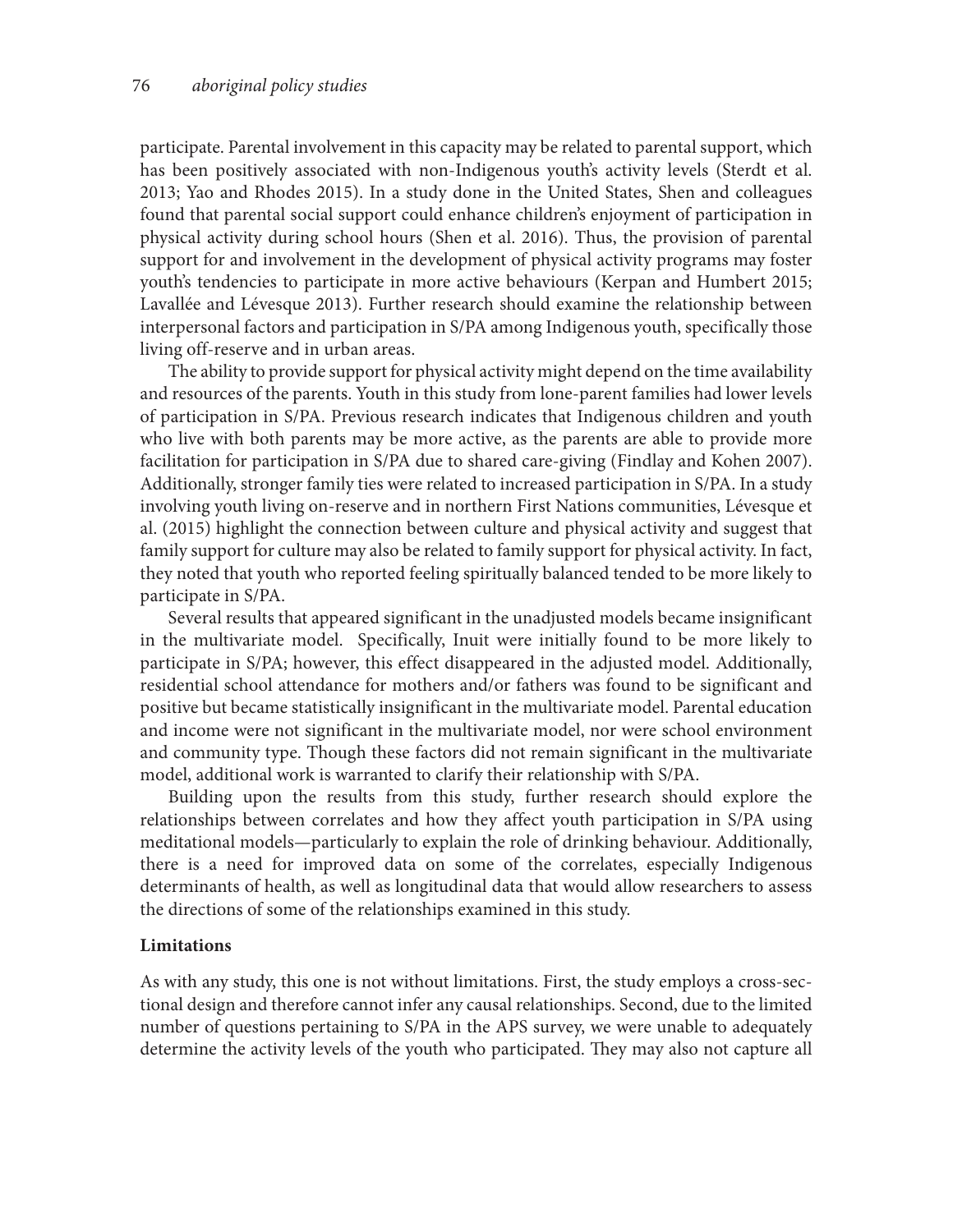participate. Parental involvement in this capacity may be related to parental support, which has been positively associated with non-Indigenous youth's activity levels (Sterdt et al. 2013; Yao and Rhodes 2015). In a study done in the United States, Shen and colleagues found that parental social support could enhance children's enjoyment of participation in physical activity during school hours (Shen et al. 2016). Thus, the provision of parental support for and involvement in the development of physical activity programs may foster youth's tendencies to participate in more active behaviours (Kerpan and Humbert 2015; Lavallée and Lévesque 2013). Further research should examine the relationship between interpersonal factors and participation in S/PA among Indigenous youth, specifically those living off-reserve and in urban areas.

The ability to provide support for physical activity might depend on the time availability and resources of the parents. Youth in this study from lone-parent families had lower levels of participation in S/PA. Previous research indicates that Indigenous children and youth who live with both parents may be more active, as the parents are able to provide more facilitation for participation in S/PA due to shared care-giving (Findlay and Kohen 2007). Additionally, stronger family ties were related to increased participation in S/PA. In a study involving youth living on-reserve and in northern First Nations communities, Lévesque et al. (2015) highlight the connection between culture and physical activity and suggest that family support for culture may also be related to family support for physical activity. In fact, they noted that youth who reported feeling spiritually balanced tended to be more likely to participate in S/PA.

Several results that appeared significant in the unadjusted models became insignificant in the multivariate model. Specifically, Inuit were initially found to be more likely to participate in S/PA; however, this effect disappeared in the adjusted model. Additionally, residential school attendance for mothers and/or fathers was found to be significant and positive but became statistically insignificant in the multivariate model. Parental education and income were not significant in the multivariate model, nor were school environment and community type. Though these factors did not remain significant in the multivariate model, additional work is warranted to clarify their relationship with S/PA.

Building upon the results from this study, further research should explore the relationships between correlates and how they affect youth participation in S/PA using meditational models—particularly to explain the role of drinking behaviour. Additionally, there is a need for improved data on some of the correlates, especially Indigenous determinants of health, as well as longitudinal data that would allow researchers to assess the directions of some of the relationships examined in this study.

**Limitations**

As with any study, this one is not without limitations. First, the study employs a cross-sectional design and therefore cannot infer any causal relationships. Second, due to the limited number of questions pertaining to S/PA in the APS survey, we were unable to adequately determine the activity levels of the youth who participated. They may also not capture all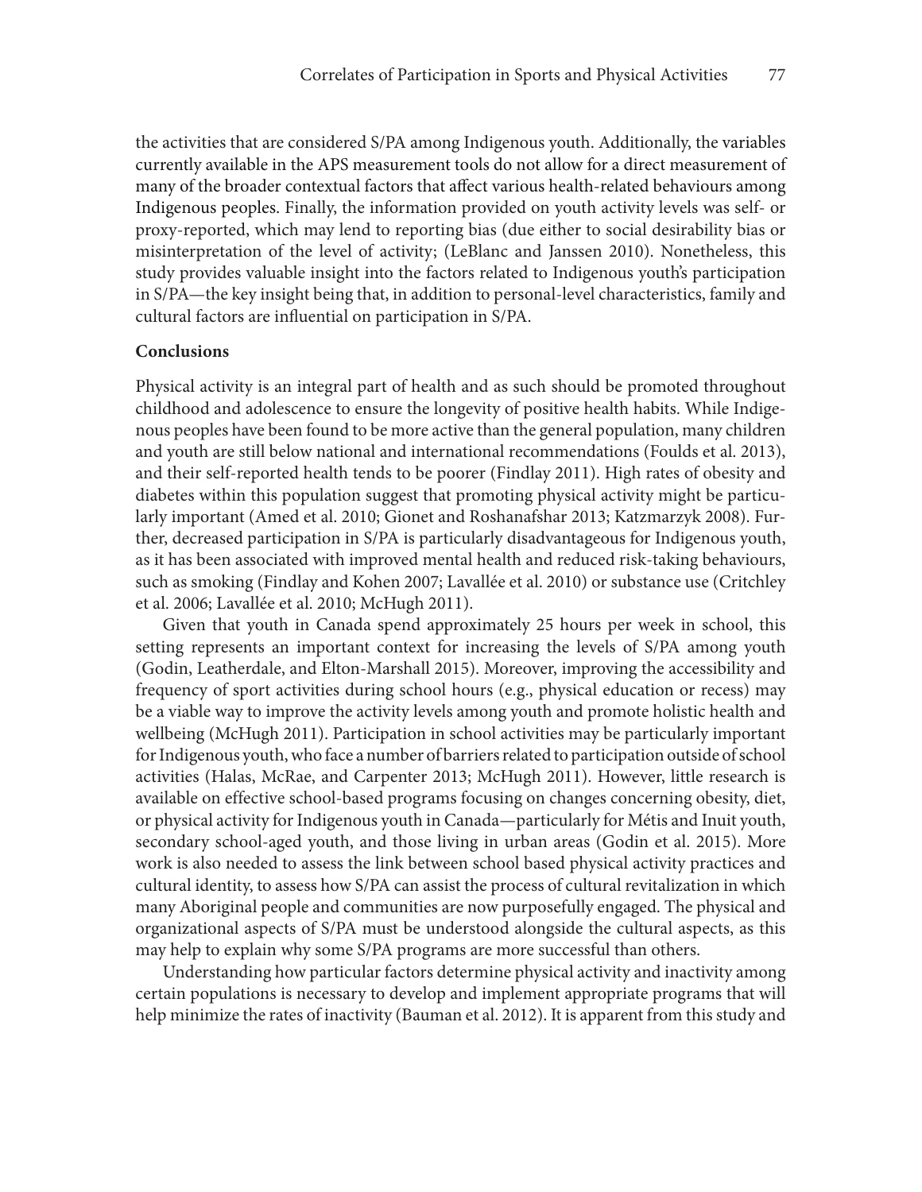the activities that are considered S/PA among Indigenous youth. Additionally, the variables currently available in the APS measurement tools do not allow for a direct measurement of many of the broader contextual factors that affect various health-related behaviours among Indigenous peoples. Finally, the information provided on youth activity levels was self- or proxy-reported, which may lend to reporting bias (due either to social desirability bias or misinterpretation of the level of activity; (LeBlanc and Janssen 2010). Nonetheless, this study provides valuable insight into the factors related to Indigenous youth's participation in S/PA—the key insight being that, in addition to personal-level characteristics, family and cultural factors are influential on participation in S/PA.

**Conclusions**

Physical activity is an integral part of health and as such should be promoted throughout childhood and adolescence to ensure the longevity of positive health habits. While Indigenous peoples have been found to be more active than the general population, many children and youth are still below national and international recommendations (Foulds et al. 2013), and their self-reported health tends to be poorer (Findlay 2011). High rates of obesity and diabetes within this population suggest that promoting physical activity might be particularly important (Amed et al. 2010; Gionet and Roshanafshar 2013; Katzmarzyk 2008). Further, decreased participation in S/PA is particularly disadvantageous for Indigenous youth, as it has been associated with improved mental health and reduced risk-taking behaviours, such as smoking (Findlay and Kohen 2007; Lavallée et al. 2010) or substance use (Critchley et al. 2006; Lavallée et al. 2010; McHugh 2011).

Given that youth in Canada spend approximately 25 hours per week in school, this setting represents an important context for increasing the levels of S/PA among youth (Godin, Leatherdale, and Elton-Marshall 2015). Moreover, improving the accessibility and frequency of sport activities during school hours (e.g., physical education or recess) may be a viable way to improve the activity levels among youth and promote holistic health and wellbeing (McHugh 2011). Participation in school activities may be particularly important for Indigenous youth, who face a number of barriers related to participation outside of school activities (Halas, McRae, and Carpenter 2013; McHugh 2011). However, little research is available on effective school-based programs focusing on changes concerning obesity, diet, or physical activity for Indigenous youth in Canada—particularly for Métis and Inuit youth, secondary school-aged youth, and those living in urban areas (Godin et al. 2015). More work is also needed to assess the link between school based physical activity practices and cultural identity, to assess how S/PA can assist the process of cultural revitalization in which many Aboriginal people and communities are now purposefully engaged. The physical and organizational aspects of S/PA must be understood alongside the cultural aspects, as this may help to explain why some S/PA programs are more successful than others.

Understanding how particular factors determine physical activity and inactivity among certain populations is necessary to develop and implement appropriate programs that will help minimize the rates of inactivity (Bauman et al. 2012). It is apparent from this study and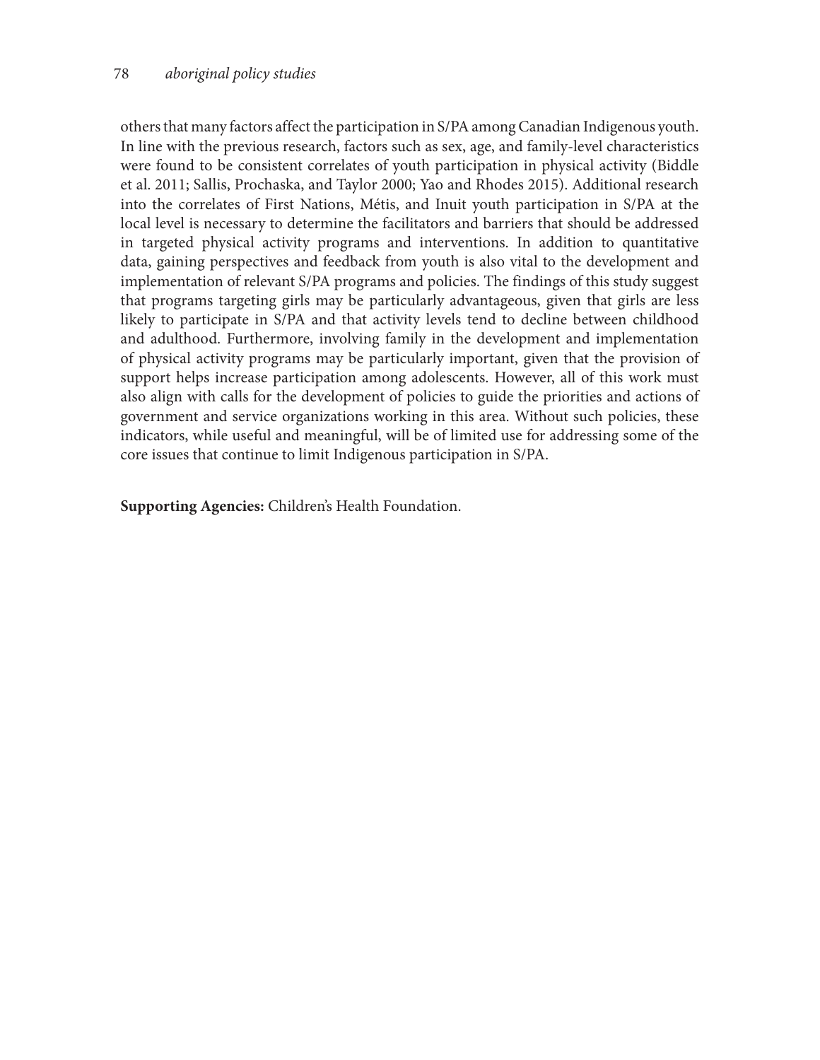others that many factors affect the participation in S/PA among Canadian Indigenous youth. In line with the previous research, factors such as sex, age, and family-level characteristics were found to be consistent correlates of youth participation in physical activity (Biddle et al. 2011; Sallis, Prochaska, and Taylor 2000; Yao and Rhodes 2015). Additional research into the correlates of First Nations, Métis, and Inuit youth participation in S/PA at the local level is necessary to determine the facilitators and barriers that should be addressed in targeted physical activity programs and interventions. In addition to quantitative data, gaining perspectives and feedback from youth is also vital to the development and implementation of relevant S/PA programs and policies. The findings of this study suggest that programs targeting girls may be particularly advantageous, given that girls are less likely to participate in S/PA and that activity levels tend to decline between childhood and adulthood. Furthermore, involving family in the development and implementation of physical activity programs may be particularly important, given that the provision of support helps increase participation among adolescents. However, all of this work must also align with calls for the development of policies to guide the priorities and actions of government and service organizations working in this area. Without such policies, these indicators, while useful and meaningful, will be of limited use for addressing some of the core issues that continue to limit Indigenous participation in S/PA.

**Supporting Agencies:** Children's Health Foundation.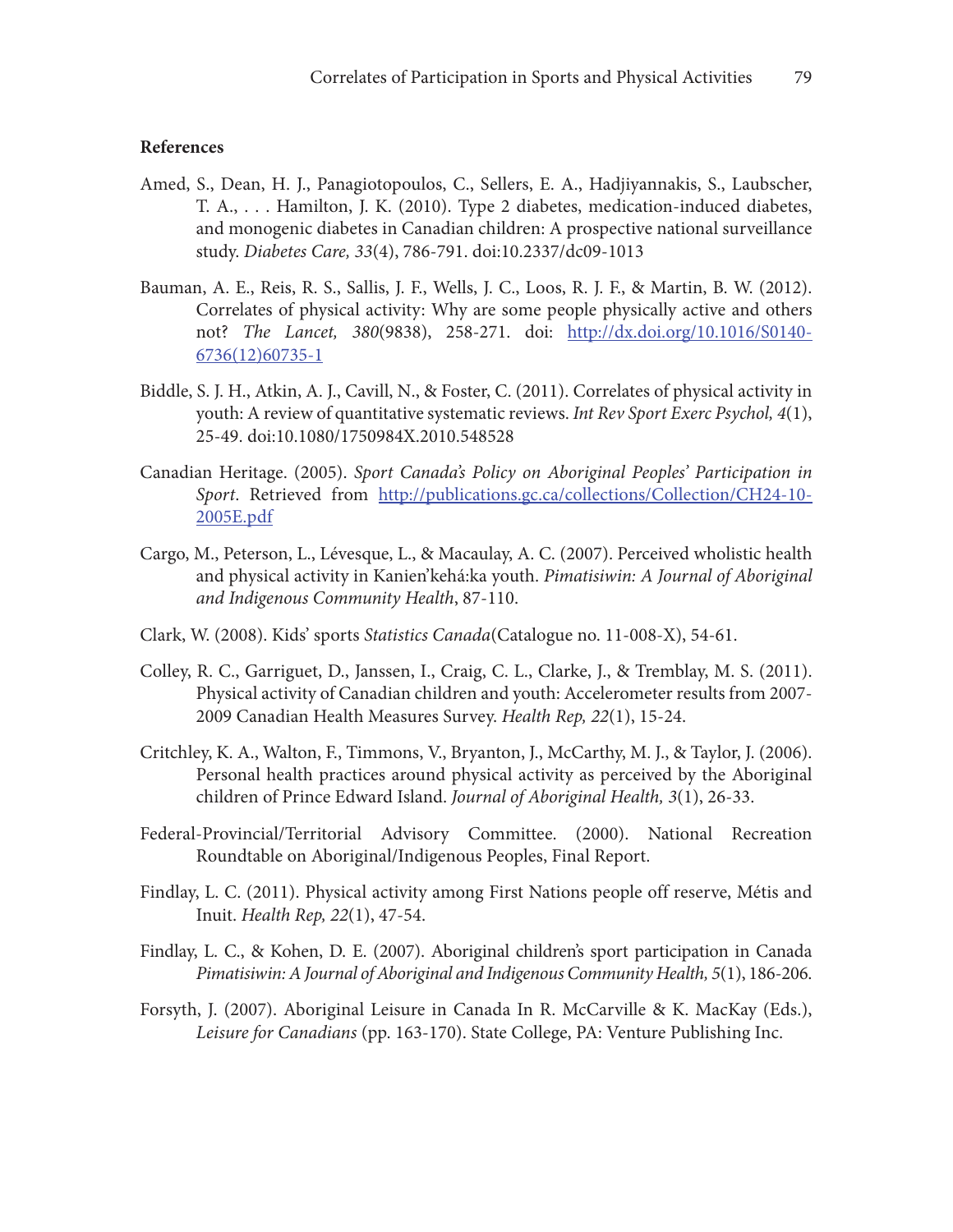**References**

Amed, S., Dean, H. J., Panagiotopoulos, C., Sellers, E. A., Hadjiyannakis, S., Laubscher, T. A., . . . Hamilton, J. K. (2010). Type 2 diabetes, medication-induced diabetes, and monogenic diabetes in Canadian children: A prospective national surveillance study. *Diabetes Care, 33*(4), 786-791. doi:10.2337/dc09-1013

Bauman, A. E., Reis, R. S., Sallis, J. F., Wells, J. C., Loos, R. J. F., & Martin, B. W. (2012). Correlates of physical activity: Why are some people physically active and others not? *The Lancet, 380*(9838), 258-271. doi: http://dx.doi.org/10.1016/S0140-6736(12)60735-1

Biddle, S. J. H., Atkin, A. J., Cavill, N., & Foster, C. (2011). Correlates of physical activity in youth: A review of quantitative systematic reviews. *Int Rev Sport Exerc Psychol, 4*(1), 25-49. doi:10.1080/1750984X.2010.548528

Canadian Heritage. (2005). *Sport Canada's Policy on Aboriginal Peoples' Participation in Sport*. Retrieved from http://publications.gc.ca/collections/Collection/CH24-10-2005E.pdf

Cargo, M., Peterson, L., Lévesque, L., & Macaulay, A. C. (2007). Perceived wholistic health and physical activity in Kanien'kehá:ka youth. *Pimatisiwin: A Journal of Aboriginal and Indigenous Community Health*, 87-110.

Clark, W. (2008). Kids' sports *Statistics Canada*(Catalogue no. 11-008-X), 54-61.

Colley, R. C., Garriguet, D., Janssen, I., Craig, C. L., Clarke, J., & Tremblay, M. S. (2011). Physical activity of Canadian children and youth: Accelerometer results from 2007-2009 Canadian Health Measures Survey. *Health Rep, 22*(1), 15-24.

Critchley, K. A., Walton, F., Timmons, V., Bryanton, J., McCarthy, M. J., & Taylor, J. (2006). Personal health practices around physical activity as perceived by the Aboriginal children of Prince Edward Island. *Journal of Aboriginal Health, 3*(1), 26-33.

Federal-Provincial/Territorial Advisory Committee. (2000). National Recreation Roundtable on Aboriginal/Indigenous Peoples, Final Report.

Findlay, L. C. (2011). Physical activity among First Nations people off reserve, Métis and Inuit. *Health Rep, 22*(1), 47-54.

Findlay, L. C., & Kohen, D. E. (2007). Aboriginal children's sport participation in Canada *Pimatisiwin: A Journal of Aboriginal and Indigenous Community Health, 5*(1), 186-206.

Forsyth, J. (2007). Aboriginal Leisure in Canada In R. McCarville & K. MacKay (Eds.), *Leisure for Canadians* (pp. 163-170). State College, PA: Venture Publishing Inc.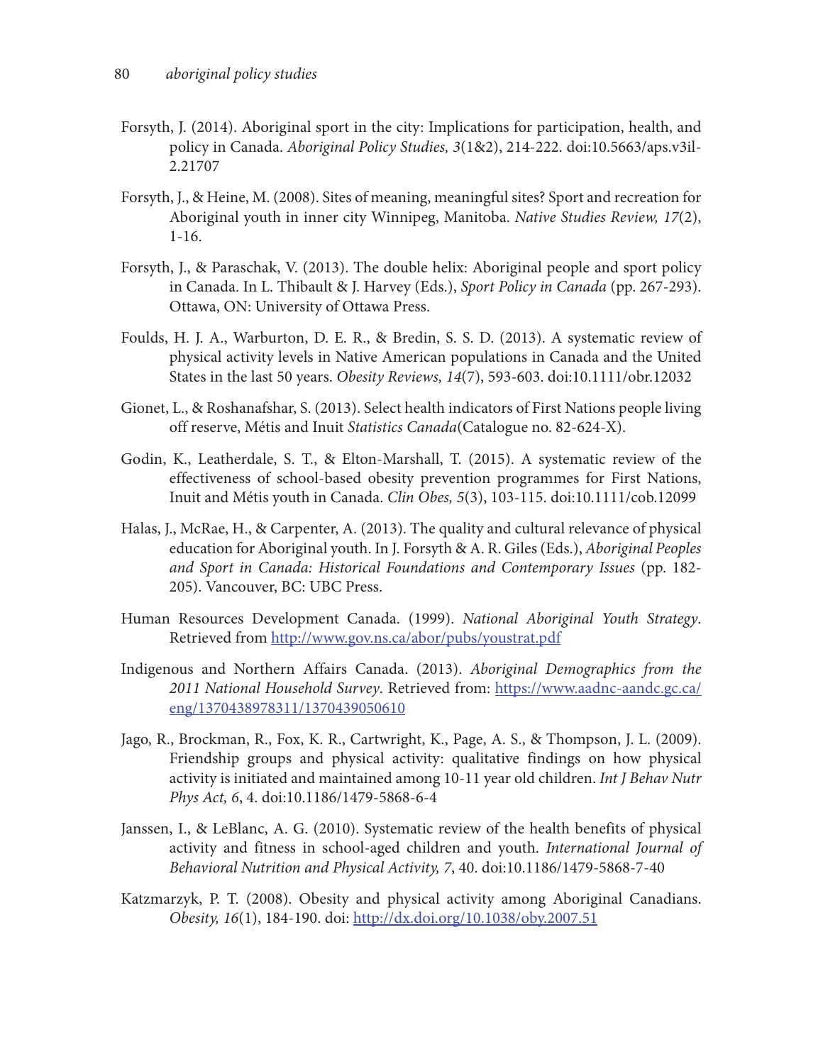Forsyth, J. (2014). Aboriginal sport in the city: Implications for participation, health, and policy in Canada. *Aboriginal Policy Studies, 3*(1&2), 214-222. doi:10.5663/aps.v3il-2.21707

Forsyth, J., & Heine, M. (2008). Sites of meaning, meaningful sites? Sport and recreation for Aboriginal youth in inner city Winnipeg, Manitoba. *Native Studies Review, 17*(2), 1-16.

Forsyth, J., & Paraschak, V. (2013). The double helix: Aboriginal people and sport policy in Canada. In L. Thibault & J. Harvey (Eds.), *Sport Policy in Canada* (pp. 267-293). Ottawa, ON: University of Ottawa Press.

Foulds, H. J. A., Warburton, D. E. R., & Bredin, S. S. D. (2013). A systematic review of physical activity levels in Native American populations in Canada and the United States in the last 50 years. *Obesity Reviews, 14*(7), 593-603. doi:10.1111/obr.12032

Gionet, L., & Roshanafshar, S. (2013). Select health indicators of First Nations people living off reserve, Métis and Inuit *Statistics Canada*(Catalogue no. 82-624-X).

Godin, K., Leatherdale, S. T., & Elton-Marshall, T. (2015). A systematic review of the effectiveness of school-based obesity prevention programmes for First Nations, Inuit and Métis youth in Canada. *Clin Obes, 5*(3), 103-115. doi:10.1111/cob.12099

Halas, J., McRae, H., & Carpenter, A. (2013). The quality and cultural relevance of physical education for Aboriginal youth. In J. Forsyth & A. R. Giles (Eds.), *Aboriginal Peoples and Sport in Canada: Historical Foundations and Contemporary Issues* (pp. 182-205). Vancouver, BC: UBC Press.

Human Resources Development Canada. (1999). *National Aboriginal Youth Strategy*. Retrieved from http://www.gov.ns.ca/abor/pubs/youstrat.pdf

Indigenous and Northern Affairs Canada. (2013). *Aboriginal Demographics from the 2011 National Household Survey*. Retrieved from: https://www.aadnc-aandc.gc.ca/eng/1370438978311/1370439050610

Jago, R., Brockman, R., Fox, K. R., Cartwright, K., Page, A. S., & Thompson, J. L. (2009). Friendship groups and physical activity: qualitative findings on how physical activity is initiated and maintained among 10-11 year old children. *Int J Behav Nutr Phys Act, 6*, 4. doi:10.1186/1479-5868-6-4

Janssen, I., & LeBlanc, A. G. (2010). Systematic review of the health benefits of physical activity and fitness in school-aged children and youth. *International Journal of Behavioral Nutrition and Physical Activity, 7*, 40. doi:10.1186/1479-5868-7-40

Katzmarzyk, P. T. (2008). Obesity and physical activity among Aboriginal Canadians. *Obesity, 16*(1), 184-190. doi: http://dx.doi.org/10.1038/oby.2007.51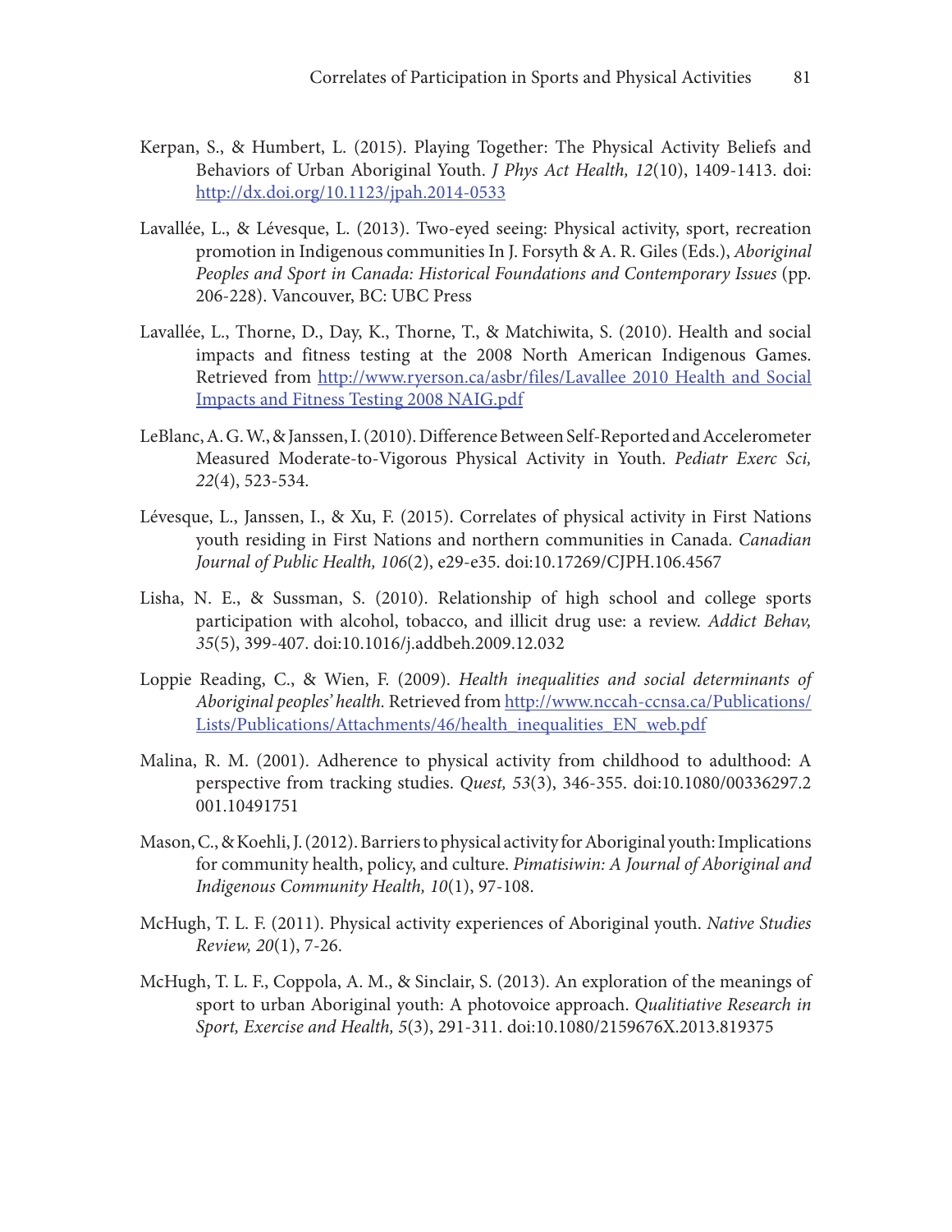Kerpan, S., & Humbert, L. (2015). Playing Together: The Physical Activity Beliefs and Behaviors of Urban Aboriginal Youth. *J Phys Act Health, 12*(10), 1409-1413. doi: http://dx.doi.org/10.1123/jpah.2014-0533

Lavallée, L., & Lévesque, L. (2013). Two-eyed seeing: Physical activity, sport, recreation promotion in Indigenous communities In J. Forsyth & A. R. Giles (Eds.), *Aboriginal Peoples and Sport in Canada: Historical Foundations and Contemporary Issues* (pp. 206-228). Vancouver, BC: UBC Press

Lavallée, L., Thorne, D., Day, K., Thorne, T., & Matchiwita, S. (2010). Health and social impacts and fitness testing at the 2008 North American Indigenous Games. Retrieved from http://www.ryerson.ca/asbr/files/Lavallee 2010 Health and Social Impacts and Fitness Testing 2008 NAIG.pdf

LeBlanc, A. G. W., & Janssen, I. (2010). Difference Between Self-Reported and Accelerometer Measured Moderate-to-Vigorous Physical Activity in Youth. *Pediatr Exerc Sci, 22*(4), 523-534.

Lévesque, L., Janssen, I., & Xu, F. (2015). Correlates of physical activity in First Nations youth residing in First Nations and northern communities in Canada. *Canadian Journal of Public Health, 106*(2), e29-e35. doi:10.17269/CJPH.106.4567

Lisha, N. E., & Sussman, S. (2010). Relationship of high school and college sports participation with alcohol, tobacco, and illicit drug use: a review. *Addict Behav, 35*(5), 399-407. doi:10.1016/j.addbeh.2009.12.032

Loppie Reading, C., & Wien, F. (2009). *Health inequalities and social determinants of Aboriginal peoples' health.* Retrieved from http://www.nccah-ccnsa.ca/Publications/Lists/Publications/Attachments/46/health_inequalities_EN_web.pdf

Malina, R. M. (2001). Adherence to physical activity from childhood to adulthood: A perspective from tracking studies. *Quest, 53*(3), 346-355. doi:10.1080/00336297.2001.10491751

Mason, C., & Koehli, J. (2012). Barriers to physical activity for Aboriginal youth: Implications for community health, policy, and culture. *Pimatisiwin: A Journal of Aboriginal and Indigenous Community Health, 10*(1), 97-108.

McHugh, T. L. F. (2011). Physical activity experiences of Aboriginal youth. *Native Studies Review, 20*(1), 7-26.

McHugh, T. L. F., Coppola, A. M., & Sinclair, S. (2013). An exploration of the meanings of sport to urban Aboriginal youth: A photovoice approach. *Qualitiative Research in Sport, Exercise and Health, 5*(3), 291-311. doi:10.1080/2159676X.2013.819375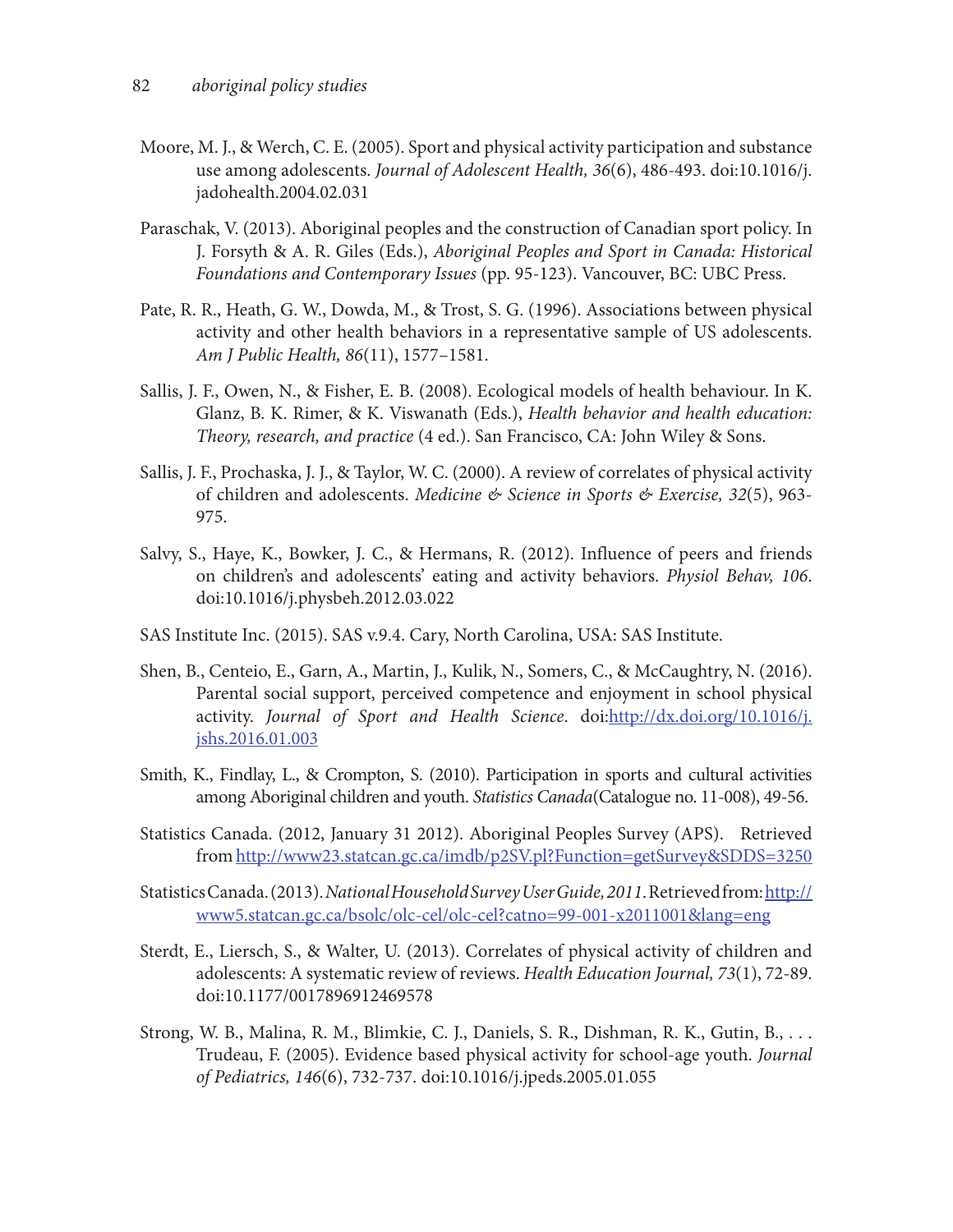Moore, M. J., & Werch, C. E. (2005). Sport and physical activity participation and substance use among adolescents. *Journal of Adolescent Health, 36*(6), 486-493. doi:10.1016/j.jadohealth.2004.02.031

Paraschak, V. (2013). Aboriginal peoples and the construction of Canadian sport policy. In J. Forsyth & A. R. Giles (Eds.), *Aboriginal Peoples and Sport in Canada: Historical Foundations and Contemporary Issues* (pp. 95-123). Vancouver, BC: UBC Press.

Pate, R. R., Heath, G. W., Dowda, M., & Trost, S. G. (1996). Associations between physical activity and other health behaviors in a representative sample of US adolescents. *Am J Public Health, 86*(11), 1577–1581.

Sallis, J. F., Owen, N., & Fisher, E. B. (2008). Ecological models of health behaviour. In K. Glanz, B. K. Rimer, & K. Viswanath (Eds.), *Health behavior and health education: Theory, research, and practice* (4 ed.). San Francisco, CA: John Wiley & Sons.

Sallis, J. F., Prochaska, J. J., & Taylor, W. C. (2000). A review of correlates of physical activity of children and adolescents. *Medicine & Science in Sports & Exercise, 32*(5), 963-975.

Salvy, S., Haye, K., Bowker, J. C., & Hermans, R. (2012). Influence of peers and friends on children's and adolescents' eating and activity behaviors. *Physiol Behav, 106*. doi:10.1016/j.physbeh.2012.03.022

SAS Institute Inc. (2015). SAS v.9.4. Cary, North Carolina, USA: SAS Institute.

Shen, B., Centeio, E., Garn, A., Martin, J., Kulik, N., Somers, C., & McCaughtry, N. (2016). Parental social support, perceived competence and enjoyment in school physical activity. *Journal of Sport and Health Science*. doi:http://dx.doi.org/10.1016/j.jshs.2016.01.003

Smith, K., Findlay, L., & Crompton, S. (2010). Participation in sports and cultural activities among Aboriginal children and youth. *Statistics Canada*(Catalogue no. 11-008), 49-56.

Statistics Canada. (2012, January 31 2012). Aboriginal Peoples Survey (APS). Retrieved from http://www23.statcan.gc.ca/imdb/p2SV.pl?Function=getSurvey&SDDS=3250

Statistics Canada. (2013). *National Household Survey User Guide, 2011*. Retrieved from: http://www5.statcan.gc.ca/bsolc/olc-cel/olc-cel?catno=99-001-x2011001&lang=eng

Sterdt, E., Liersch, S., & Walter, U. (2013). Correlates of physical activity of children and adolescents: A systematic review of reviews. *Health Education Journal, 73*(1), 72-89. doi:10.1177/0017896912469578

Strong, W. B., Malina, R. M., Blimkie, C. J., Daniels, S. R., Dishman, R. K., Gutin, B., . . . Trudeau, F. (2005). Evidence based physical activity for school-age youth. *Journal of Pediatrics, 146*(6), 732-737. doi:10.1016/j.jpeds.2005.01.055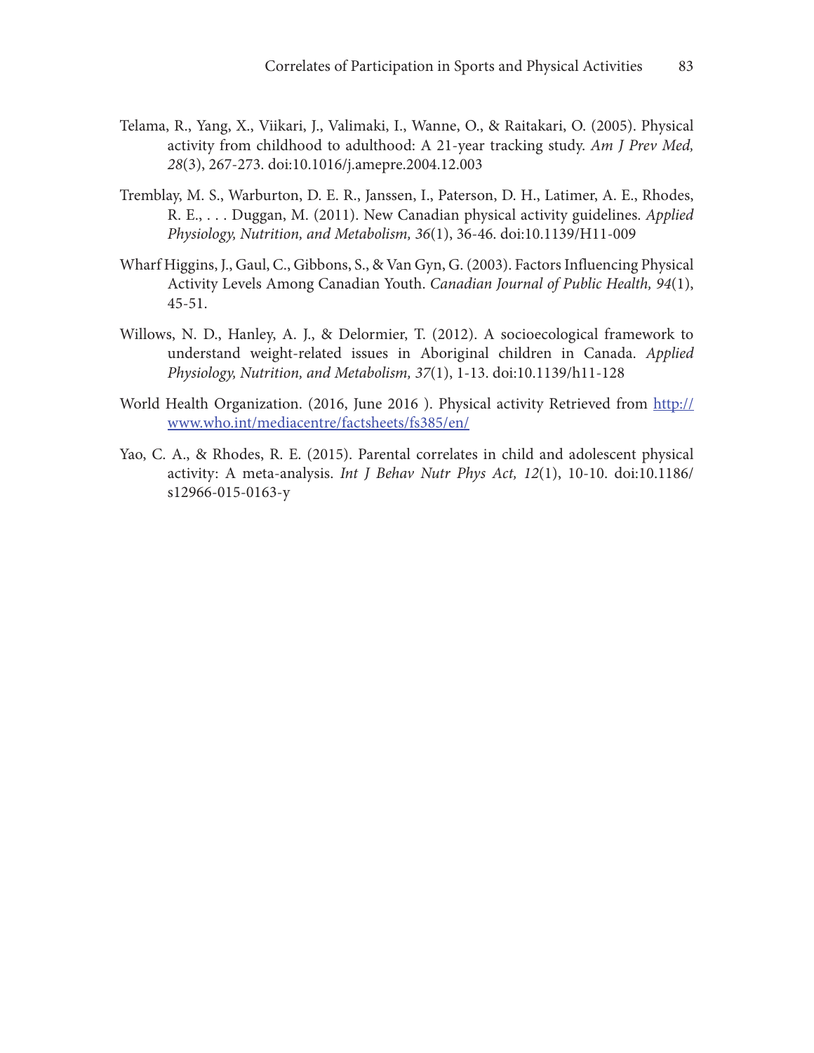Telama, R., Yang, X., Viikari, J., Valimaki, I., Wanne, O., & Raitakari, O. (2005). Physical activity from childhood to adulthood: A 21-year tracking study. *Am J Prev Med, 28*(3), 267-273. doi:10.1016/j.amepre.2004.12.003

Tremblay, M. S., Warburton, D. E. R., Janssen, I., Paterson, D. H., Latimer, A. E., Rhodes, R. E., . . . Duggan, M. (2011). New Canadian physical activity guidelines. *Applied Physiology, Nutrition, and Metabolism, 36*(1), 36-46. doi:10.1139/H11-009

Wharf Higgins, J., Gaul, C., Gibbons, S., & Van Gyn, G. (2003). Factors Influencing Physical Activity Levels Among Canadian Youth. *Canadian Journal of Public Health, 94*(1), 45-51.

Willows, N. D., Hanley, A. J., & Delormier, T. (2012). A socioecological framework to understand weight-related issues in Aboriginal children in Canada. *Applied Physiology, Nutrition, and Metabolism, 37*(1), 1-13. doi:10.1139/h11-128

World Health Organization. (2016, June 2016 ). Physical activity Retrieved from [http://www.who.int/mediacentre/factsheets/fs385/en/](http://www.who.int/mediacentre/factsheets/fs385/en/)

Yao, C. A., & Rhodes, R. E. (2015). Parental correlates in child and adolescent physical activity: A meta-analysis. *Int J Behav Nutr Phys Act, 12*(1), 10-10. doi:10.1186/s12966-015-0163-y